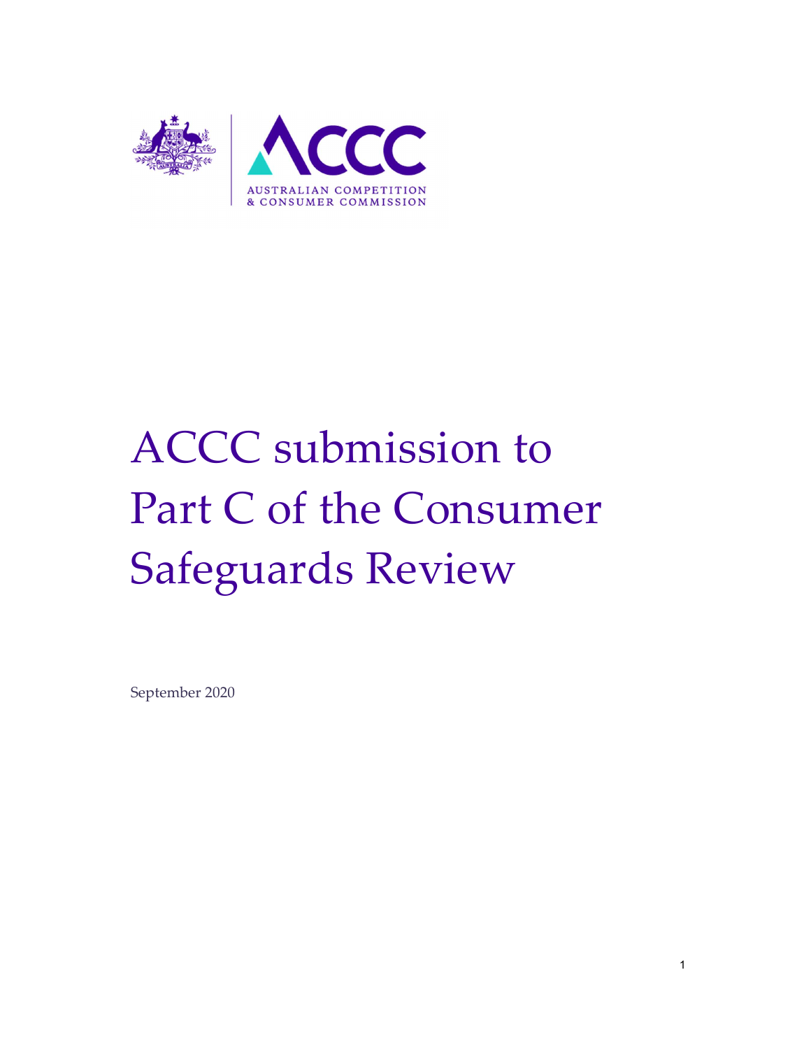# ACCC submission to Part C of the Consumer Safeguards Review

September 2020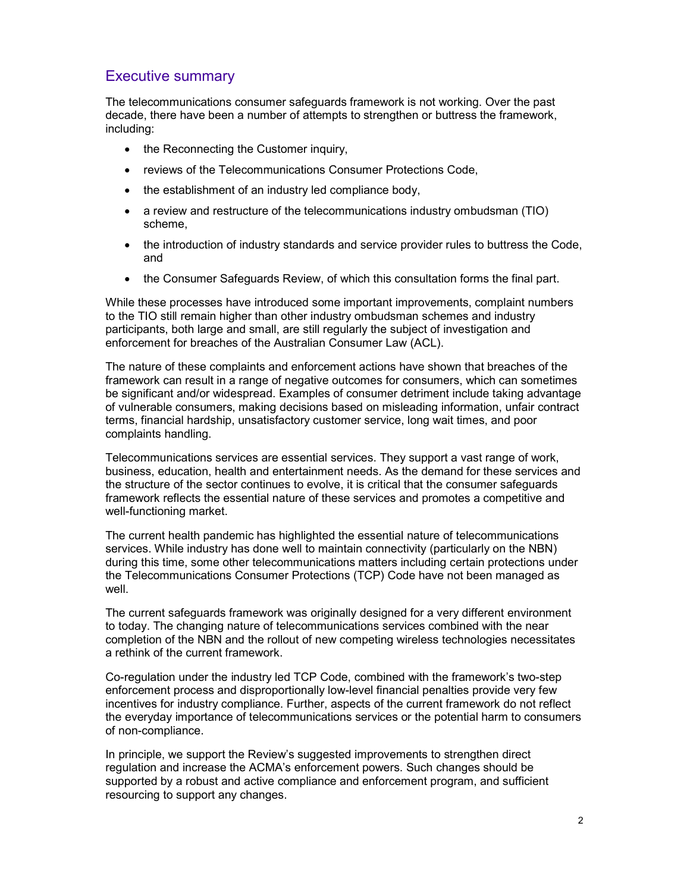## Executive summary

The telecommunications consumer safeguards framework is not working. Over the past decade, there have been a number of attempts to strengthen or buttress the framework, including:

- the Reconnecting the Customer inquiry,
- reviews of the Telecommunications Consumer Protections Code,
- the establishment of an industry led compliance body,
- a review and restructure of the telecommunications industry ombudsman (TIO) scheme,
- the introduction of industry standards and service provider rules to buttress the Code, and
- the Consumer Safeguards Review, of which this consultation forms the final part.

While these processes have introduced some important improvements, complaint numbers to the TIO still remain higher than other industry ombudsman schemes and industry participants, both large and small, are still regularly the subject of investigation and enforcement for breaches of the Australian Consumer Law (ACL).

The nature of these complaints and enforcement actions have shown that breaches of the framework can result in a range of negative outcomes for consumers, which can sometimes be significant and/or widespread. Examples of consumer detriment include taking advantage of vulnerable consumers, making decisions based on misleading information, unfair contract terms, financial hardship, unsatisfactory customer service, long wait times, and poor complaints handling.

Telecommunications services are essential services. They support a vast range of work, business, education, health and entertainment needs. As the demand for these services and the structure of the sector continues to evolve, it is critical that the consumer safeguards framework reflects the essential nature of these services and promotes a competitive and well-functioning market.

The current health pandemic has highlighted the essential nature of telecommunications services. While industry has done well to maintain connectivity (particularly on the NBN) during this time, some other telecommunications matters including certain protections under the Telecommunications Consumer Protections (TCP) Code have not been managed as well.

The current safeguards framework was originally designed for a very different environment to today. The changing nature of telecommunications services combined with the near completion of the NBN and the rollout of new competing wireless technologies necessitates a rethink of the current framework.

Co-regulation under the industry led TCP Code, combined with the framework's two-step enforcement process and disproportionally low-level financial penalties provide very few incentives for industry compliance. Further, aspects of the current framework do not reflect the everyday importance of telecommunications services or the potential harm to consumers of non-compliance.

In principle, we support the Review's suggested improvements to strengthen direct regulation and increase the ACMA's enforcement powers. Such changes should be supported by a robust and active compliance and enforcement program, and sufficient resourcing to support any changes.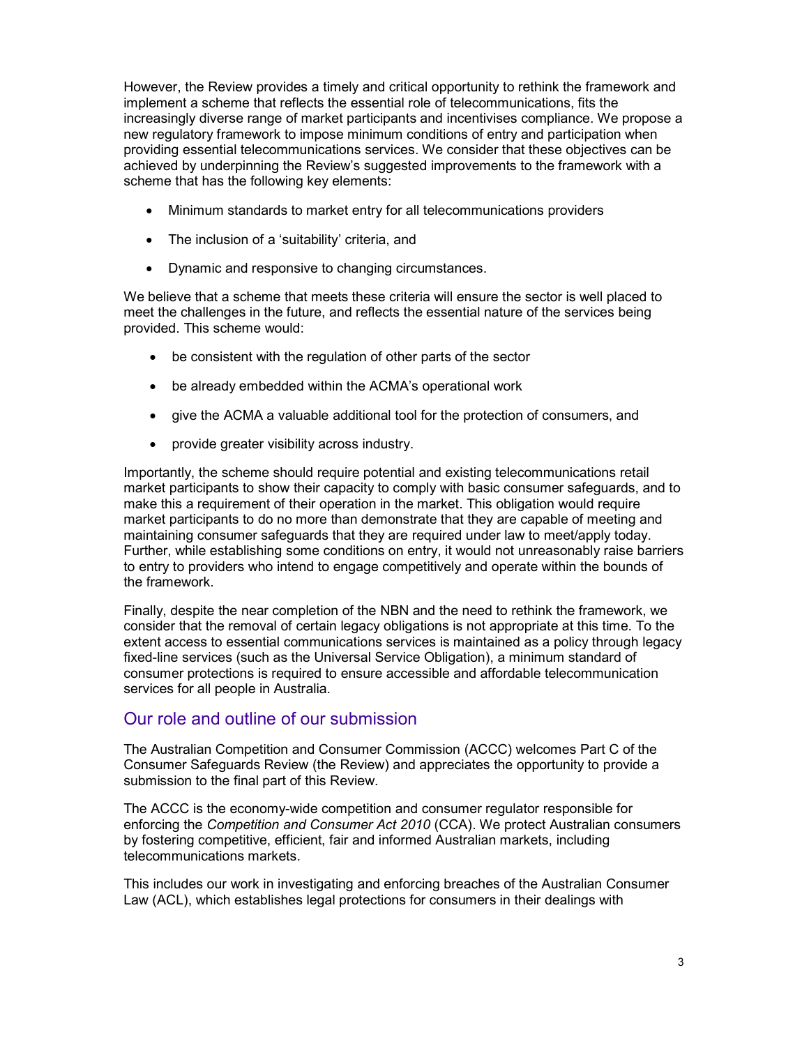However, the Review provides a timely and critical opportunity to rethink the framework and implement a scheme that reflects the essential role of telecommunications, fits the increasingly diverse range of market participants and incentivises compliance. We propose a new regulatory framework to impose minimum conditions of entry and participation when providing essential telecommunications services. We consider that these objectives can be achieved by underpinning the Review's suggested improvements to the framework with a scheme that has the following key elements:

- Minimum standards to market entry for all telecommunications providers
- The inclusion of a 'suitability' criteria, and
- Dynamic and responsive to changing circumstances.

We believe that a scheme that meets these criteria will ensure the sector is well placed to meet the challenges in the future, and reflects the essential nature of the services being provided. This scheme would:

- be consistent with the regulation of other parts of the sector
- be already embedded within the ACMA's operational work
- give the ACMA a valuable additional tool for the protection of consumers, and
- provide greater visibility across industry.

Importantly, the scheme should require potential and existing telecommunications retail market participants to show their capacity to comply with basic consumer safeguards, and to make this a requirement of their operation in the market. This obligation would require market participants to do no more than demonstrate that they are capable of meeting and maintaining consumer safeguards that they are required under law to meet/apply today. Further, while establishing some conditions on entry, it would not unreasonably raise barriers to entry to providers who intend to engage competitively and operate within the bounds of the framework.

Finally, despite the near completion of the NBN and the need to rethink the framework, we consider that the removal of certain legacy obligations is not appropriate at this time. To the extent access to essential communications services is maintained as a policy through legacy fixed-line services (such as the Universal Service Obligation), a minimum standard of consumer protections is required to ensure accessible and affordable telecommunication services for all people in Australia.

## Our role and outline of our submission

The Australian Competition and Consumer Commission (ACCC) welcomes Part C of the Consumer Safeguards Review (the Review) and appreciates the opportunity to provide a submission to the final part of this Review.

The ACCC is the economy-wide competition and consumer regulator responsible for enforcing the *Competition and Consumer Act 2010* (CCA). We protect Australian consumers by fostering competitive, efficient, fair and informed Australian markets, including telecommunications markets.

This includes our work in investigating and enforcing breaches of the Australian Consumer Law (ACL), which establishes legal protections for consumers in their dealings with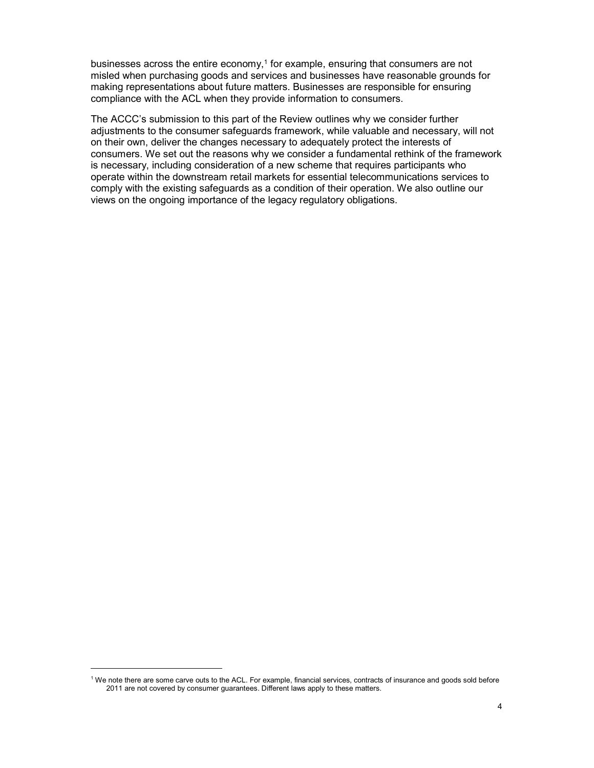businesses across the entire economy,[1] for example, ensuring that consumers are not misled when purchasing goods and services and businesses have reasonable grounds for making representations about future matters. Businesses are responsible for ensuring compliance with the ACL when they provide information to consumers.

The ACCC's submission to this part of the Review outlines why we consider further adjustments to the consumer safeguards framework, while valuable and necessary, will not on their own, deliver the changes necessary to adequately protect the interests of consumers. We set out the reasons why we consider a fundamental rethink of the framework is necessary, including consideration of a new scheme that requires participants who operate within the downstream retail markets for essential telecommunications services to comply with the existing safeguards as a condition of their operation. We also outline our views on the ongoing importance of the legacy regulatory obligations.

[1] We note there are some carve outs to the ACL. For example, financial services, contracts of insurance and goods sold before 2011 are not covered by consumer guarantees. Different laws apply to these matters.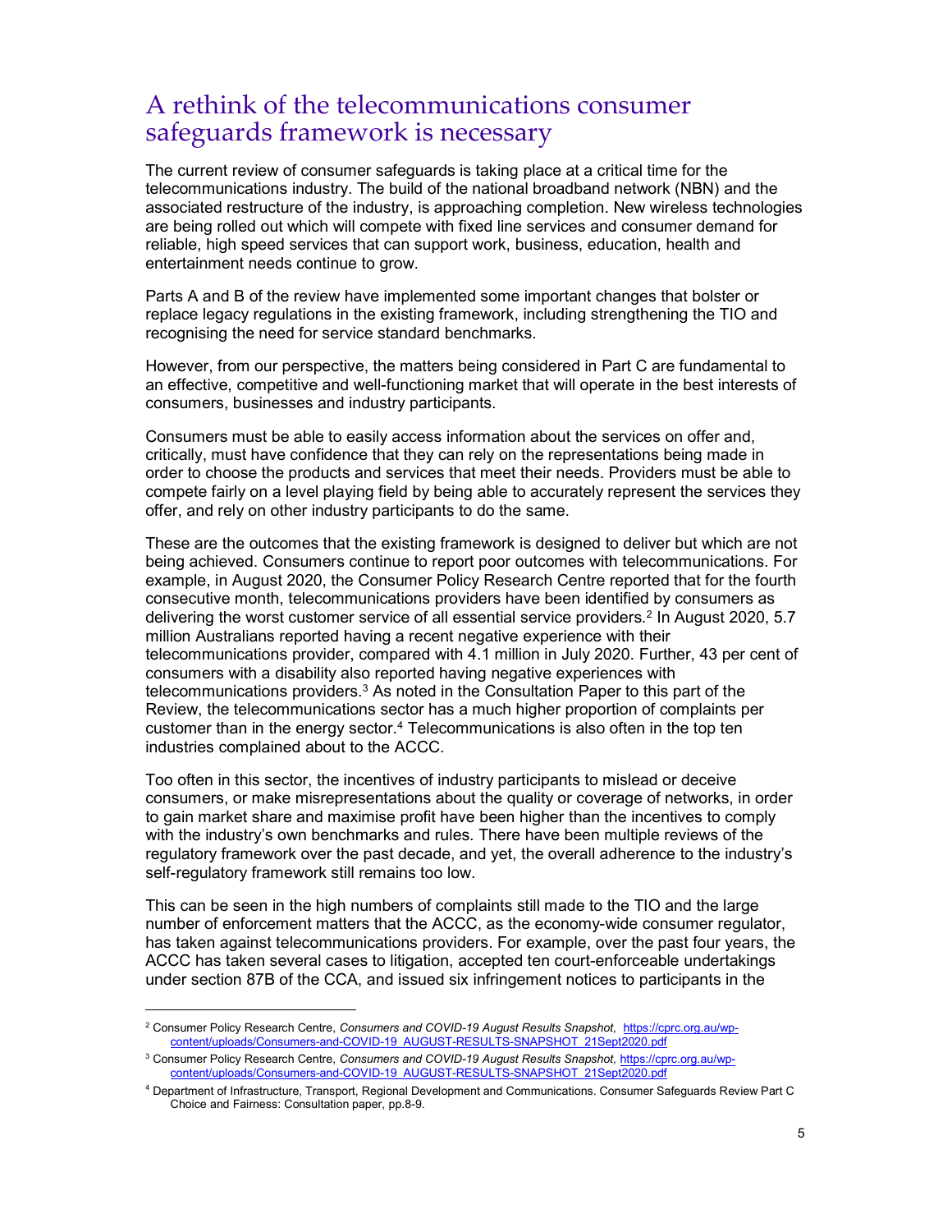# A rethink of the telecommunications consumer safeguards framework is necessary

The current review of consumer safeguards is taking place at a critical time for the telecommunications industry. The build of the national broadband network (NBN) and the associated restructure of the industry, is approaching completion. New wireless technologies are being rolled out which will compete with fixed line services and consumer demand for reliable, high speed services that can support work, business, education, health and entertainment needs continue to grow.

Parts A and B of the review have implemented some important changes that bolster or replace legacy regulations in the existing framework, including strengthening the TIO and recognising the need for service standard benchmarks.

However, from our perspective, the matters being considered in Part C are fundamental to an effective, competitive and well-functioning market that will operate in the best interests of consumers, businesses and industry participants.

Consumers must be able to easily access information about the services on offer and, critically, must have confidence that they can rely on the representations being made in order to choose the products and services that meet their needs. Providers must be able to compete fairly on a level playing field by being able to accurately represent the services they offer, and rely on other industry participants to do the same.

These are the outcomes that the existing framework is designed to deliver but which are not being achieved. Consumers continue to report poor outcomes with telecommunications. For example, in August 2020, the Consumer Policy Research Centre reported that for the fourth consecutive month, telecommunications providers have been identified by consumers as delivering the worst customer service of all essential service providers.[2] In August 2020, 5.7 million Australians reported having a recent negative experience with their telecommunications provider, compared with 4.1 million in July 2020. Further, 43 per cent of consumers with a disability also reported having negative experiences with telecommunications providers.[3] As noted in the Consultation Paper to this part of the Review, the telecommunications sector has a much higher proportion of complaints per customer than in the energy sector.[4] Telecommunications is also often in the top ten industries complained about to the ACCC.

Too often in this sector, the incentives of industry participants to mislead or deceive consumers, or make misrepresentations about the quality or coverage of networks, in order to gain market share and maximise profit have been higher than the incentives to comply with the industry's own benchmarks and rules. There have been multiple reviews of the regulatory framework over the past decade, and yet, the overall adherence to the industry's self-regulatory framework still remains too low.

This can be seen in the high numbers of complaints still made to the TIO and the large number of enforcement matters that the ACCC, as the economy-wide consumer regulator, has taken against telecommunications providers. For example, over the past four years, the ACCC has taken several cases to litigation, accepted ten court-enforceable undertakings under section 87B of the CCA, and issued six infringement notices to participants in the

---

[2] Consumer Policy Research Centre, *Consumers and COVID-19 August Results Snapshot,* https://cprc.org.au/wp-content/uploads/Consumers-and-COVID-19_AUGUST-RESULTS-SNAPSHOT_21Sept2020.pdf

[3] Consumer Policy Research Centre, *Consumers and COVID-19 August Results Snapshot,* https://cprc.org.au/wp-content/uploads/Consumers-and-COVID-19_AUGUST-RESULTS-SNAPSHOT_21Sept2020.pdf

[4] Department of Infrastructure, Transport, Regional Development and Communications. Consumer Safeguards Review Part C Choice and Fairness: Consultation paper, pp.8-9.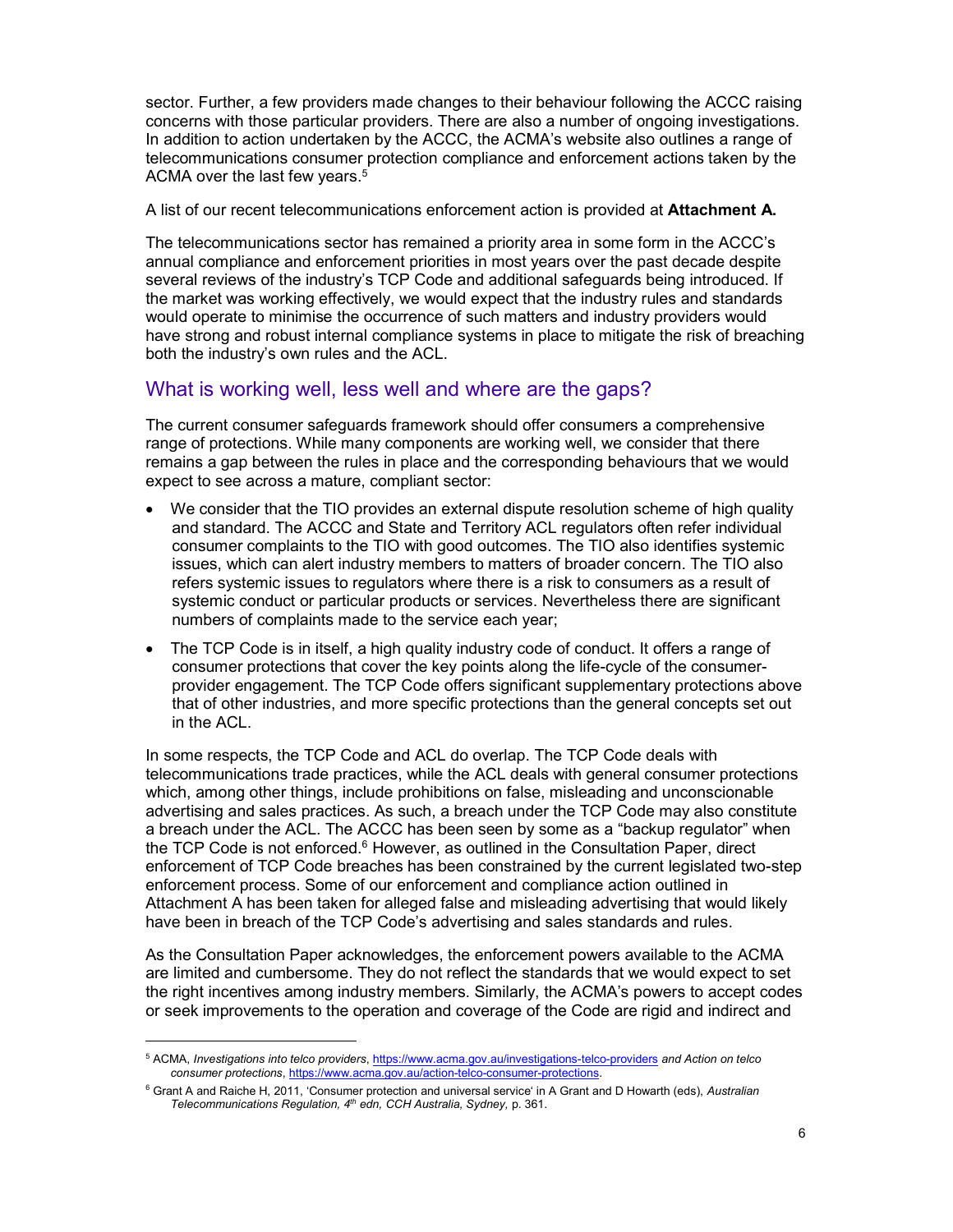sector. Further, a few providers made changes to their behaviour following the ACCC raising concerns with those particular providers. There are also a number of ongoing investigations. In addition to action undertaken by the ACCC, the ACMA's website also outlines a range of telecommunications consumer protection compliance and enforcement actions taken by the ACMA over the last few years.[5]

A list of our recent telecommunications enforcement action is provided at **Attachment A.**

The telecommunications sector has remained a priority area in some form in the ACCC's annual compliance and enforcement priorities in most years over the past decade despite several reviews of the industry's TCP Code and additional safeguards being introduced. If the market was working effectively, we would expect that the industry rules and standards would operate to minimise the occurrence of such matters and industry providers would have strong and robust internal compliance systems in place to mitigate the risk of breaching both the industry's own rules and the ACL.

## What is working well, less well and where are the gaps?

The current consumer safeguards framework should offer consumers a comprehensive range of protections. While many components are working well, we consider that there remains a gap between the rules in place and the corresponding behaviours that we would expect to see across a mature, compliant sector:

- We consider that the TIO provides an external dispute resolution scheme of high quality and standard. The ACCC and State and Territory ACL regulators often refer individual consumer complaints to the TIO with good outcomes. The TIO also identifies systemic issues, which can alert industry members to matters of broader concern. The TIO also refers systemic issues to regulators where there is a risk to consumers as a result of systemic conduct or particular products or services. Nevertheless there are significant numbers of complaints made to the service each year;
- The TCP Code is in itself, a high quality industry code of conduct. It offers a range of consumer protections that cover the key points along the life-cycle of the consumer-provider engagement. The TCP Code offers significant supplementary protections above that of other industries, and more specific protections than the general concepts set out in the ACL.

In some respects, the TCP Code and ACL do overlap. The TCP Code deals with telecommunications trade practices, while the ACL deals with general consumer protections which, among other things, include prohibitions on false, misleading and unconscionable advertising and sales practices. As such, a breach under the TCP Code may also constitute a breach under the ACL. The ACCC has been seen by some as a "backup regulator" when the TCP Code is not enforced.[6] However, as outlined in the Consultation Paper, direct enforcement of TCP Code breaches has been constrained by the current legislated two-step enforcement process. Some of our enforcement and compliance action outlined in Attachment A has been taken for alleged false and misleading advertising that would likely have been in breach of the TCP Code's advertising and sales standards and rules.

As the Consultation Paper acknowledges, the enforcement powers available to the ACMA are limited and cumbersome. They do not reflect the standards that we would expect to set the right incentives among industry members. Similarly, the ACMA's powers to accept codes or seek improvements to the operation and coverage of the Code are rigid and indirect and

---

[5] ACMA, *Investigations into telco providers*, https://www.acma.gov.au/investigations-telco-providers *and Action on telco consumer protections*, https://www.acma.gov.au/action-telco-consumer-protections.

[6] Grant A and Raiche H, 2011, 'Consumer protection and universal service' in A Grant and D Howarth (eds), *Australian Telecommunications Regulation, 4th edn, CCH Australia, Sydney,* p. 361.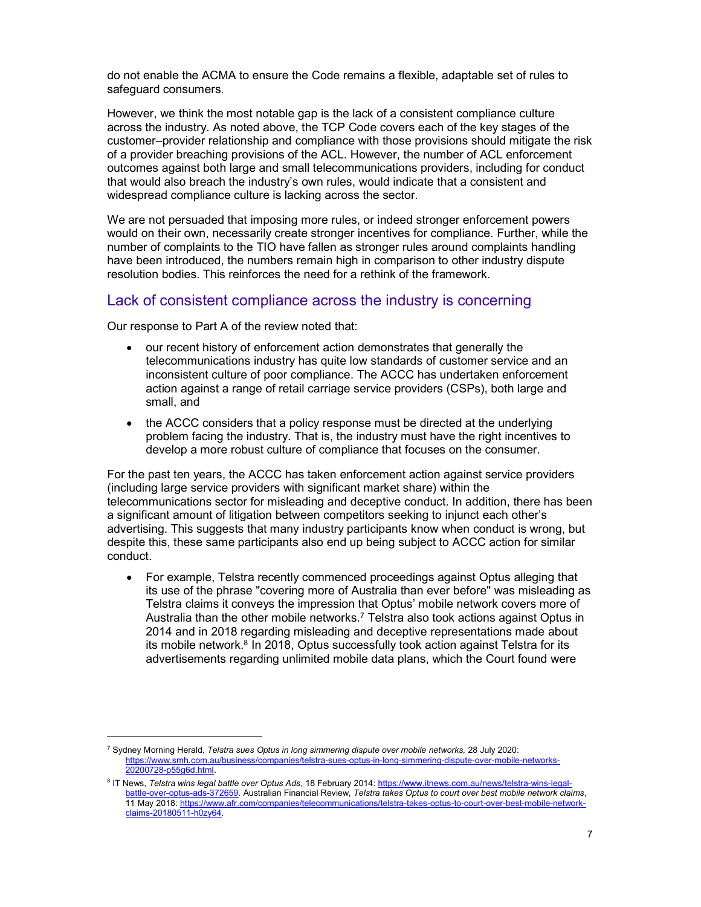do not enable the ACMA to ensure the Code remains a flexible, adaptable set of rules to safeguard consumers.

However, we think the most notable gap is the lack of a consistent compliance culture across the industry. As noted above, the TCP Code covers each of the key stages of the customer–provider relationship and compliance with those provisions should mitigate the risk of a provider breaching provisions of the ACL. However, the number of ACL enforcement outcomes against both large and small telecommunications providers, including for conduct that would also breach the industry's own rules, would indicate that a consistent and widespread compliance culture is lacking across the sector.

We are not persuaded that imposing more rules, or indeed stronger enforcement powers would on their own, necessarily create stronger incentives for compliance. Further, while the number of complaints to the TIO have fallen as stronger rules around complaints handling have been introduced, the numbers remain high in comparison to other industry dispute resolution bodies. This reinforces the need for a rethink of the framework.

## Lack of consistent compliance across the industry is concerning

Our response to Part A of the review noted that:

- our recent history of enforcement action demonstrates that generally the telecommunications industry has quite low standards of customer service and an inconsistent culture of poor compliance. The ACCC has undertaken enforcement action against a range of retail carriage service providers (CSPs), both large and small, and
- the ACCC considers that a policy response must be directed at the underlying problem facing the industry. That is, the industry must have the right incentives to develop a more robust culture of compliance that focuses on the consumer.

For the past ten years, the ACCC has taken enforcement action against service providers (including large service providers with significant market share) within the telecommunications sector for misleading and deceptive conduct. In addition, there has been a significant amount of litigation between competitors seeking to injunct each other's advertising. This suggests that many industry participants know when conduct is wrong, but despite this, these same participants also end up being subject to ACCC action for similar conduct.

- For example, Telstra recently commenced proceedings against Optus alleging that its use of the phrase "covering more of Australia than ever before" was misleading as Telstra claims it conveys the impression that Optus' mobile network covers more of Australia than the other mobile networks.[7] Telstra also took actions against Optus in 2014 and in 2018 regarding misleading and deceptive representations made about its mobile network.[8] In 2018, Optus successfully took action against Telstra for its advertisements regarding unlimited mobile data plans, which the Court found were

---

[7] Sydney Morning Herald, *Telstra sues Optus in long simmering dispute over mobile networks,* 28 July 2020: https://www.smh.com.au/business/companies/telstra-sues-optus-in-long-simmering-dispute-over-mobile-networks-20200728-p55g6d.html.

[8] IT News, *Telstra wins legal battle over Optus Ads*, 18 February 2014: https://www.itnews.com.au/news/telstra-wins-legal-battle-over-optus-ads-372659. Australian Financial Review, *Telstra takes Optus to court over best mobile network claims*, 11 May 2018: https://www.afr.com/companies/telecommunications/telstra-takes-optus-to-court-over-best-mobile-network-claims-20180511-h0zy64.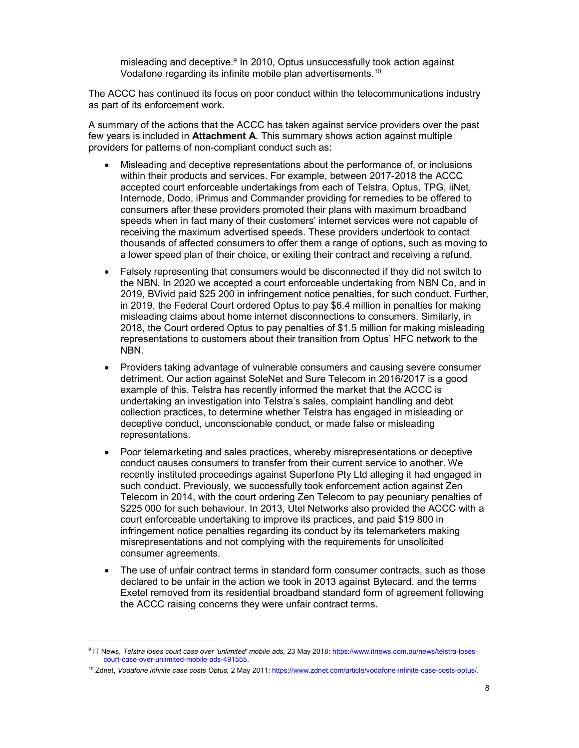misleading and deceptive.[9] In 2010, Optus unsuccessfully took action against Vodafone regarding its infinite mobile plan advertisements.[10]

The ACCC has continued its focus on poor conduct within the telecommunications industry as part of its enforcement work.

A summary of the actions that the ACCC has taken against service providers over the past few years is included in **Attachment A**. This summary shows action against multiple providers for patterns of non-compliant conduct such as:

- Misleading and deceptive representations about the performance of, or inclusions within their products and services. For example, between 2017-2018 the ACCC accepted court enforceable undertakings from each of Telstra, Optus, TPG, iiNet, Internode, Dodo, iPrimus and Commander providing for remedies to be offered to consumers after these providers promoted their plans with maximum broadband speeds when in fact many of their customers' internet services were not capable of receiving the maximum advertised speeds. These providers undertook to contact thousands of affected consumers to offer them a range of options, such as moving to a lower speed plan of their choice, or exiting their contract and receiving a refund.
- Falsely representing that consumers would be disconnected if they did not switch to the NBN. In 2020 we accepted a court enforceable undertaking from NBN Co, and in 2019, BVivid paid $25 200 in infringement notice penalties, for such conduct. Further, in 2019, the Federal Court ordered Optus to pay $6.4 million in penalties for making misleading claims about home internet disconnections to consumers. Similarly, in 2018, the Court ordered Optus to pay penalties of $1.5 million for making misleading representations to customers about their transition from Optus' HFC network to the NBN.
- Providers taking advantage of vulnerable consumers and causing severe consumer detriment. Our action against SoleNet and Sure Telecom in 2016/2017 is a good example of this. Telstra has recently informed the market that the ACCC is undertaking an investigation into Telstra's sales, complaint handling and debt collection practices, to determine whether Telstra has engaged in misleading or deceptive conduct, unconscionable conduct, or made false or misleading representations.
- Poor telemarketing and sales practices, whereby misrepresentations or deceptive conduct causes consumers to transfer from their current service to another. We recently instituted proceedings against Superfone Pty Ltd alleging it had engaged in such conduct. Previously, we successfully took enforcement action against Zen Telecom in 2014, with the court ordering Zen Telecom to pay pecuniary penalties of $225 000 for such behaviour. In 2013, Utel Networks also provided the ACCC with a court enforceable undertaking to improve its practices, and paid $19 800 in infringement notice penalties regarding its conduct by its telemarketers making misrepresentations and not complying with the requirements for unsolicited consumer agreements.
- The use of unfair contract terms in standard form consumer contracts, such as those declared to be unfair in the action we took in 2013 against Bytecard, and the terms Exetel removed from its residential broadband standard form of agreement following the ACCC raising concerns they were unfair contract terms.

---

[9] IT News, *Telstra loses court case over 'unlimited' mobile ads,* 23 May 2018: https://www.itnews.com.au/news/telstra-loses-court-case-over-unlimited-mobile-ads-491555.

[10] Zdnet, *Vodafone infinite case costs Optus,* 2 May 2011: https://www.zdnet.com/article/vodafone-infinite-case-costs-optus/.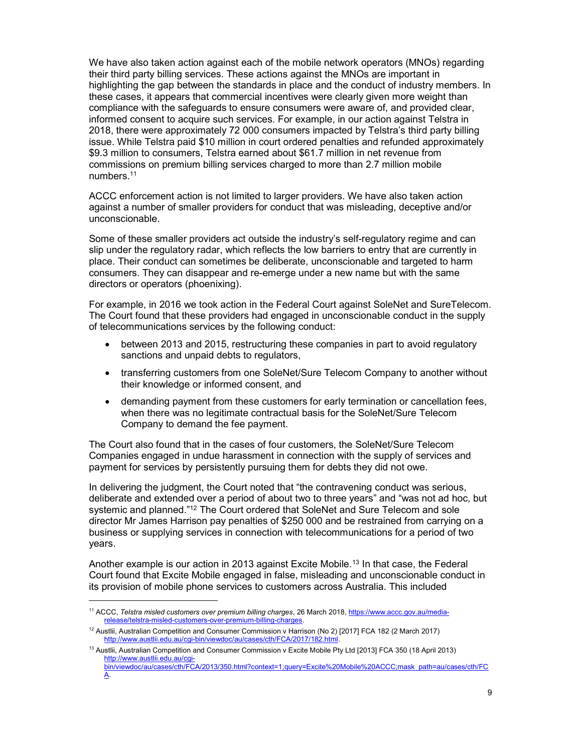We have also taken action against each of the mobile network operators (MNOs) regarding their third party billing services. These actions against the MNOs are important in highlighting the gap between the standards in place and the conduct of industry members. In these cases, it appears that commercial incentives were clearly given more weight than compliance with the safeguards to ensure consumers were aware of, and provided clear, informed consent to acquire such services. For example, in our action against Telstra in 2018, there were approximately 72 000 consumers impacted by Telstra's third party billing issue. While Telstra paid $10 million in court ordered penalties and refunded approximately $9.3 million to consumers, Telstra earned about $61.7 million in net revenue from commissions on premium billing services charged to more than 2.7 million mobile numbers.[11]

ACCC enforcement action is not limited to larger providers. We have also taken action against a number of smaller providers for conduct that was misleading, deceptive and/or unconscionable.

Some of these smaller providers act outside the industry's self-regulatory regime and can slip under the regulatory radar, which reflects the low barriers to entry that are currently in place. Their conduct can sometimes be deliberate, unconscionable and targeted to harm consumers. They can disappear and re-emerge under a new name but with the same directors or operators (phoenixing).

For example, in 2016 we took action in the Federal Court against SoleNet and SureTelecom. The Court found that these providers had engaged in unconscionable conduct in the supply of telecommunications services by the following conduct:

- between 2013 and 2015, restructuring these companies in part to avoid regulatory sanctions and unpaid debts to regulators,
- transferring customers from one SoleNet/Sure Telecom Company to another without their knowledge or informed consent, and
- demanding payment from these customers for early termination or cancellation fees, when there was no legitimate contractual basis for the SoleNet/Sure Telecom Company to demand the fee payment.

The Court also found that in the cases of four customers, the SoleNet/Sure Telecom Companies engaged in undue harassment in connection with the supply of services and payment for services by persistently pursuing them for debts they did not owe.

In delivering the judgment, the Court noted that "the contravening conduct was serious, deliberate and extended over a period of about two to three years" and "was not ad hoc, but systemic and planned."[12] The Court ordered that SoleNet and Sure Telecom and sole director Mr James Harrison pay penalties of $250 000 and be restrained from carrying on a business or supplying services in connection with telecommunications for a period of two years.

Another example is our action in 2013 against Excite Mobile.[13] In that case, the Federal Court found that Excite Mobile engaged in false, misleading and unconscionable conduct in its provision of mobile phone services to customers across Australia. This included

---

[11] ACCC, *Telstra misled customers over premium billing charges*, 26 March 2018, https://www.accc.gov.au/media-release/telstra-misled-customers-over-premium-billing-charges.

[12] Austlii, Australian Competition and Consumer Commission v Harrison (No 2) [2017] FCA 182 (2 March 2017) http://www.austlii.edu.au/cgi-bin/viewdoc/au/cases/cth/FCA/2017/182.html.

[13] Austlii, Australian Competition and Consumer Commission v Excite Mobile Pty Ltd [2013] FCA 350 (18 April 2013) http://www.austlii.edu.au/cgi-bin/viewdoc/au/cases/cth/FCA/2013/350.html?context=1;query=Excite%20Mobile%20ACCC;mask_path=au/cases/cth/FCA.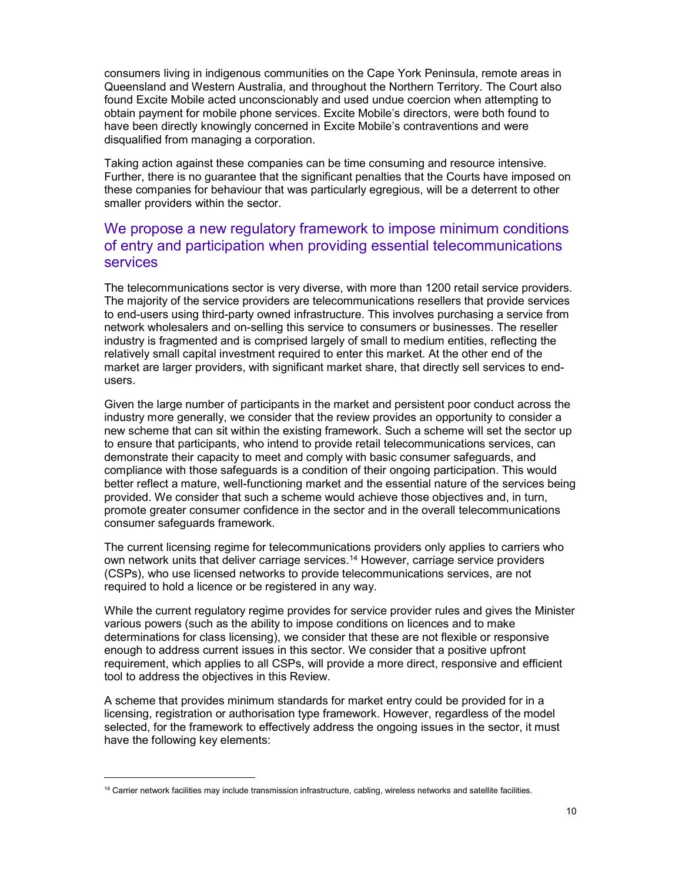consumers living in indigenous communities on the Cape York Peninsula, remote areas in Queensland and Western Australia, and throughout the Northern Territory. The Court also found Excite Mobile acted unconscionably and used undue coercion when attempting to obtain payment for mobile phone services. Excite Mobile's directors, were both found to have been directly knowingly concerned in Excite Mobile's contraventions and were disqualified from managing a corporation.

Taking action against these companies can be time consuming and resource intensive. Further, there is no guarantee that the significant penalties that the Courts have imposed on these companies for behaviour that was particularly egregious, will be a deterrent to other smaller providers within the sector.

## We propose a new regulatory framework to impose minimum conditions of entry and participation when providing essential telecommunications services

The telecommunications sector is very diverse, with more than 1200 retail service providers. The majority of the service providers are telecommunications resellers that provide services to end-users using third-party owned infrastructure. This involves purchasing a service from network wholesalers and on-selling this service to consumers or businesses. The reseller industry is fragmented and is comprised largely of small to medium entities, reflecting the relatively small capital investment required to enter this market. At the other end of the market are larger providers, with significant market share, that directly sell services to end-users.

Given the large number of participants in the market and persistent poor conduct across the industry more generally, we consider that the review provides an opportunity to consider a new scheme that can sit within the existing framework. Such a scheme will set the sector up to ensure that participants, who intend to provide retail telecommunications services, can demonstrate their capacity to meet and comply with basic consumer safeguards, and compliance with those safeguards is a condition of their ongoing participation. This would better reflect a mature, well-functioning market and the essential nature of the services being provided. We consider that such a scheme would achieve those objectives and, in turn, promote greater consumer confidence in the sector and in the overall telecommunications consumer safeguards framework.

The current licensing regime for telecommunications providers only applies to carriers who own network units that deliver carriage services.[14] However, carriage service providers (CSPs), who use licensed networks to provide telecommunications services, are not required to hold a licence or be registered in any way.

While the current regulatory regime provides for service provider rules and gives the Minister various powers (such as the ability to impose conditions on licences and to make determinations for class licensing), we consider that these are not flexible or responsive enough to address current issues in this sector. We consider that a positive upfront requirement, which applies to all CSPs, will provide a more direct, responsive and efficient tool to address the objectives in this Review.

A scheme that provides minimum standards for market entry could be provided for in a licensing, registration or authorisation type framework. However, regardless of the model selected, for the framework to effectively address the ongoing issues in the sector, it must have the following key elements:

[14] Carrier network facilities may include transmission infrastructure, cabling, wireless networks and satellite facilities.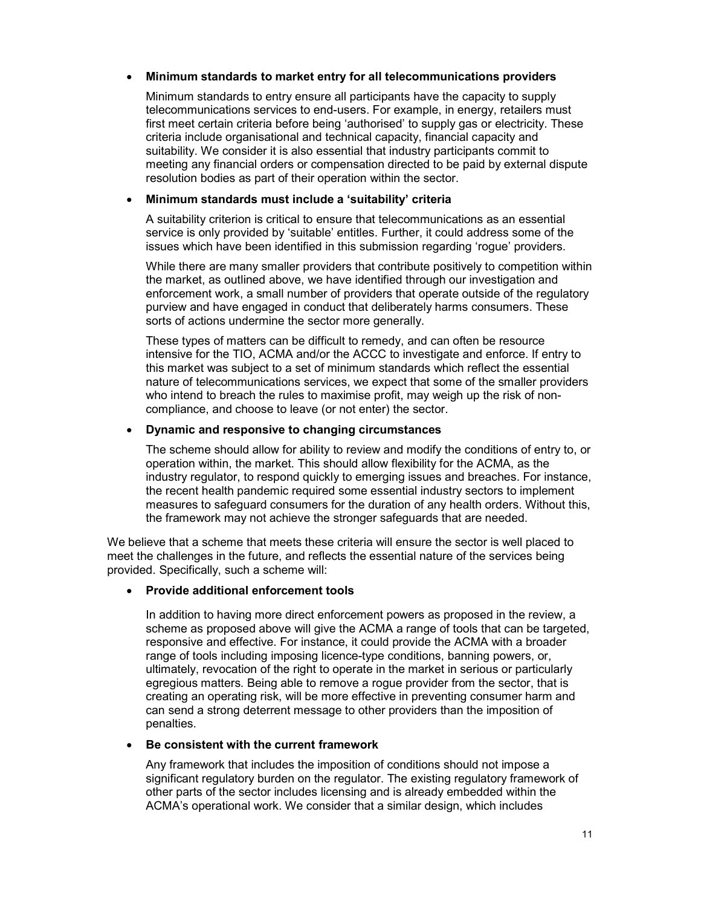- **Minimum standards to market entry for all telecommunications providers**

  Minimum standards to entry ensure all participants have the capacity to supply telecommunications services to end-users. For example, in energy, retailers must first meet certain criteria before being 'authorised' to supply gas or electricity. These criteria include organisational and technical capacity, financial capacity and suitability. We consider it is also essential that industry participants commit to meeting any financial orders or compensation directed to be paid by external dispute resolution bodies as part of their operation within the sector.

- **Minimum standards must include a 'suitability' criteria**

  A suitability criterion is critical to ensure that telecommunications as an essential service is only provided by 'suitable' entitles. Further, it could address some of the issues which have been identified in this submission regarding 'rogue' providers.

  While there are many smaller providers that contribute positively to competition within the market, as outlined above, we have identified through our investigation and enforcement work, a small number of providers that operate outside of the regulatory purview and have engaged in conduct that deliberately harms consumers. These sorts of actions undermine the sector more generally.

  These types of matters can be difficult to remedy, and can often be resource intensive for the TIO, ACMA and/or the ACCC to investigate and enforce. If entry to this market was subject to a set of minimum standards which reflect the essential nature of telecommunications services, we expect that some of the smaller providers who intend to breach the rules to maximise profit, may weigh up the risk of non-compliance, and choose to leave (or not enter) the sector.

- **Dynamic and responsive to changing circumstances**

  The scheme should allow for ability to review and modify the conditions of entry to, or operation within, the market. This should allow flexibility for the ACMA, as the industry regulator, to respond quickly to emerging issues and breaches. For instance, the recent health pandemic required some essential industry sectors to implement measures to safeguard consumers for the duration of any health orders. Without this, the framework may not achieve the stronger safeguards that are needed.

We believe that a scheme that meets these criteria will ensure the sector is well placed to meet the challenges in the future, and reflects the essential nature of the services being provided. Specifically, such a scheme will:

- **Provide additional enforcement tools**

  In addition to having more direct enforcement powers as proposed in the review, a scheme as proposed above will give the ACMA a range of tools that can be targeted, responsive and effective. For instance, it could provide the ACMA with a broader range of tools including imposing licence-type conditions, banning powers, or, ultimately, revocation of the right to operate in the market in serious or particularly egregious matters. Being able to remove a rogue provider from the sector, that is creating an operating risk, will be more effective in preventing consumer harm and can send a strong deterrent message to other providers than the imposition of penalties.

- **Be consistent with the current framework**

  Any framework that includes the imposition of conditions should not impose a significant regulatory burden on the regulator. The existing regulatory framework of other parts of the sector includes licensing and is already embedded within the ACMA's operational work. We consider that a similar design, which includes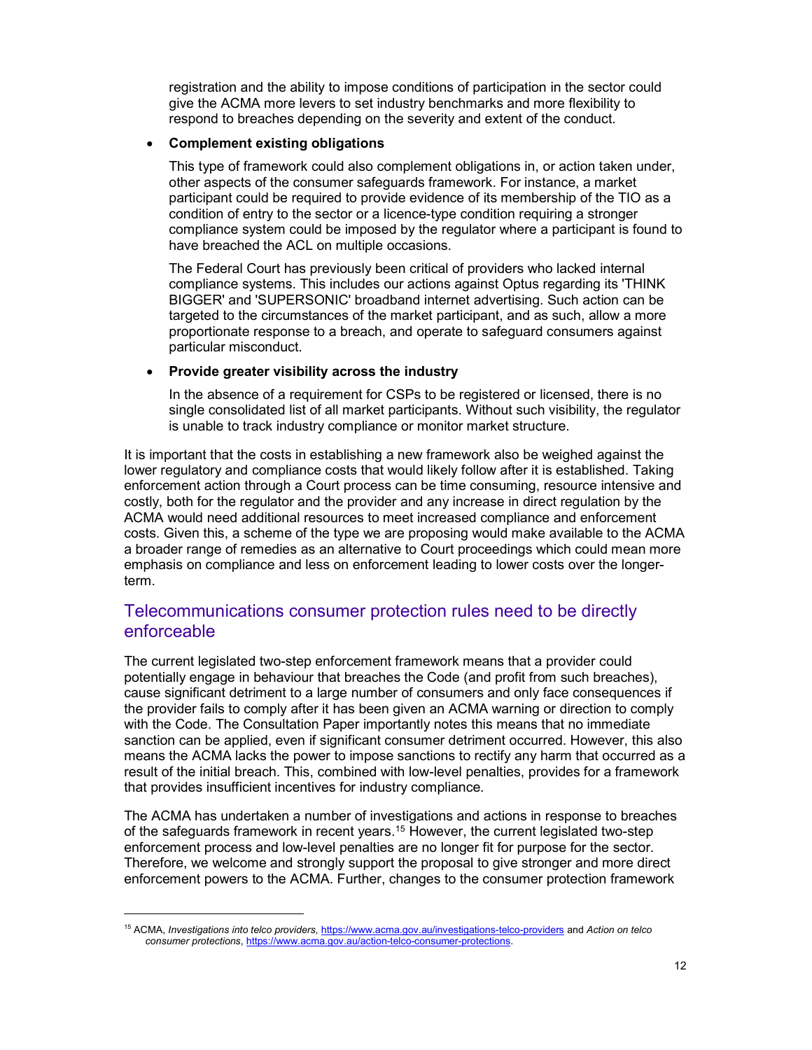registration and the ability to impose conditions of participation in the sector could give the ACMA more levers to set industry benchmarks and more flexibility to respond to breaches depending on the severity and extent of the conduct.

- **Complement existing obligations**

  This type of framework could also complement obligations in, or action taken under, other aspects of the consumer safeguards framework. For instance, a market participant could be required to provide evidence of its membership of the TIO as a condition of entry to the sector or a licence-type condition requiring a stronger compliance system could be imposed by the regulator where a participant is found to have breached the ACL on multiple occasions.

  The Federal Court has previously been critical of providers who lacked internal compliance systems. This includes our actions against Optus regarding its 'THINK BIGGER' and 'SUPERSONIC' broadband internet advertising. Such action can be targeted to the circumstances of the market participant, and as such, allow a more proportionate response to a breach, and operate to safeguard consumers against particular misconduct.

- **Provide greater visibility across the industry**

  In the absence of a requirement for CSPs to be registered or licensed, there is no single consolidated list of all market participants. Without such visibility, the regulator is unable to track industry compliance or monitor market structure.

It is important that the costs in establishing a new framework also be weighed against the lower regulatory and compliance costs that would likely follow after it is established. Taking enforcement action through a Court process can be time consuming, resource intensive and costly, both for the regulator and the provider and any increase in direct regulation by the ACMA would need additional resources to meet increased compliance and enforcement costs. Given this, a scheme of the type we are proposing would make available to the ACMA a broader range of remedies as an alternative to Court proceedings which could mean more emphasis on compliance and less on enforcement leading to lower costs over the longer-term.

## Telecommunications consumer protection rules need to be directly enforceable

The current legislated two-step enforcement framework means that a provider could potentially engage in behaviour that breaches the Code (and profit from such breaches), cause significant detriment to a large number of consumers and only face consequences if the provider fails to comply after it has been given an ACMA warning or direction to comply with the Code. The Consultation Paper importantly notes this means that no immediate sanction can be applied, even if significant consumer detriment occurred. However, this also means the ACMA lacks the power to impose sanctions to rectify any harm that occurred as a result of the initial breach. This, combined with low-level penalties, provides for a framework that provides insufficient incentives for industry compliance.

The ACMA has undertaken a number of investigations and actions in response to breaches of the safeguards framework in recent years.[15] However, the current legislated two-step enforcement process and low-level penalties are no longer fit for purpose for the sector. Therefore, we welcome and strongly support the proposal to give stronger and more direct enforcement powers to the ACMA. Further, changes to the consumer protection framework

[15] ACMA, *Investigations into telco providers*, https://www.acma.gov.au/investigations-telco-providers and *Action on telco consumer protections*, https://www.acma.gov.au/action-telco-consumer-protections.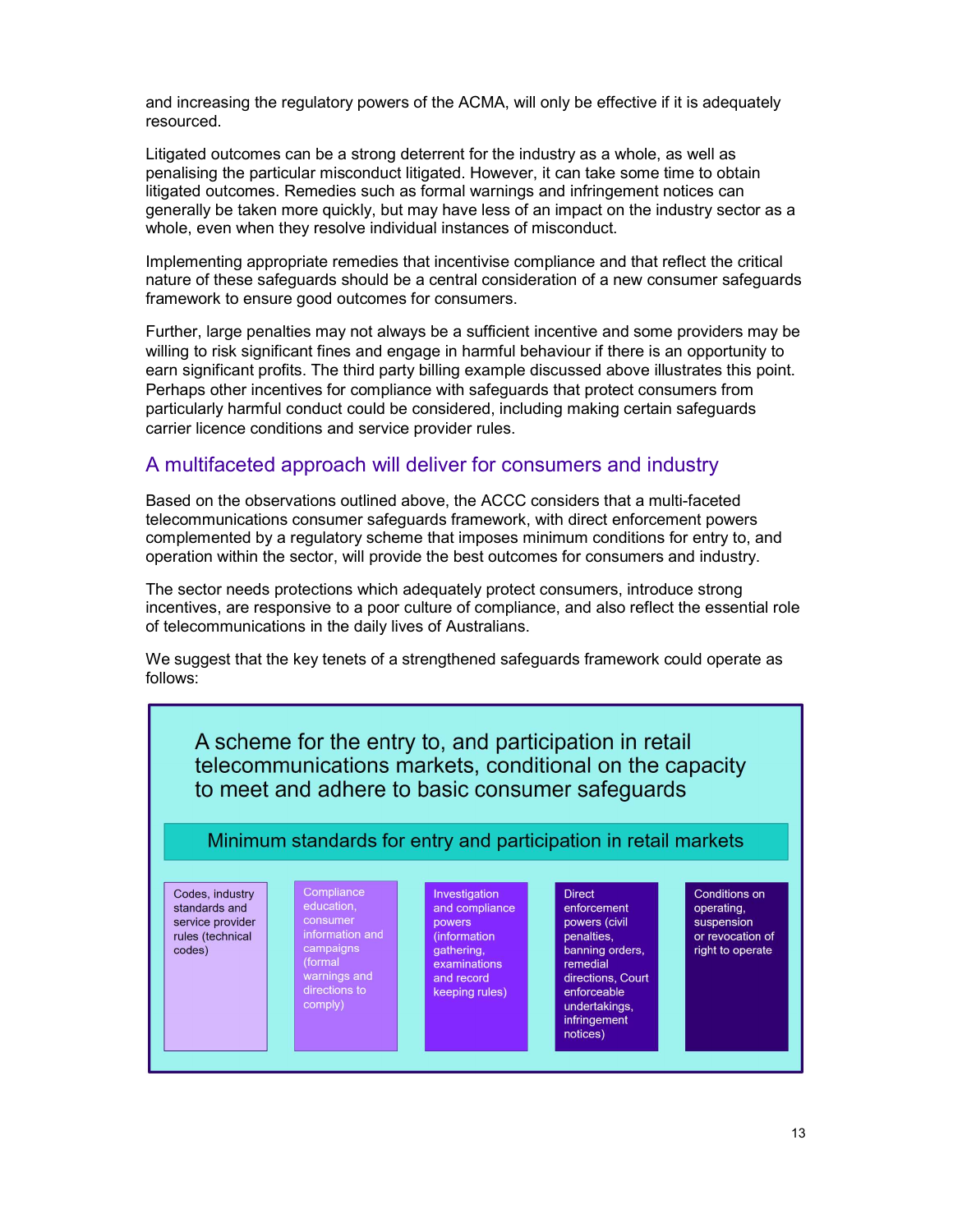and increasing the regulatory powers of the ACMA, will only be effective if it is adequately resourced.

Litigated outcomes can be a strong deterrent for the industry as a whole, as well as penalising the particular misconduct litigated. However, it can take some time to obtain litigated outcomes. Remedies such as formal warnings and infringement notices can generally be taken more quickly, but may have less of an impact on the industry sector as a whole, even when they resolve individual instances of misconduct.

Implementing appropriate remedies that incentivise compliance and that reflect the critical nature of these safeguards should be a central consideration of a new consumer safeguards framework to ensure good outcomes for consumers.

Further, large penalties may not always be a sufficient incentive and some providers may be willing to risk significant fines and engage in harmful behaviour if there is an opportunity to earn significant profits. The third party billing example discussed above illustrates this point. Perhaps other incentives for compliance with safeguards that protect consumers from particularly harmful conduct could be considered, including making certain safeguards carrier licence conditions and service provider rules.

## A multifaceted approach will deliver for consumers and industry

Based on the observations outlined above, the ACCC considers that a multi-faceted telecommunications consumer safeguards framework, with direct enforcement powers complemented by a regulatory scheme that imposes minimum conditions for entry to, and operation within the sector, will provide the best outcomes for consumers and industry.

The sector needs protections which adequately protect consumers, introduce strong incentives, are responsive to a poor culture of compliance, and also reflect the essential role of telecommunications in the daily lives of Australians.

We suggest that the key tenets of a strengthened safeguards framework could operate as follows:

**A scheme for the entry to, and participation in retail telecommunications markets, conditional on the capacity to meet and adhere to basic consumer safeguards**

**Minimum standards for entry and participation in retail markets**

| Codes, industry standards and service provider rules (technical codes) | Compliance education, consumer information and campaigns (formal warnings and directions to comply) | Investigation and compliance powers (information gathering, examinations and record keeping rules) | Direct enforcement powers (civil penalties, banning orders, remedial directions, Court enforceable undertakings, infringement notices) | Conditions on operating, suspension or revocation of right to operate |
|---|---|---|---|---|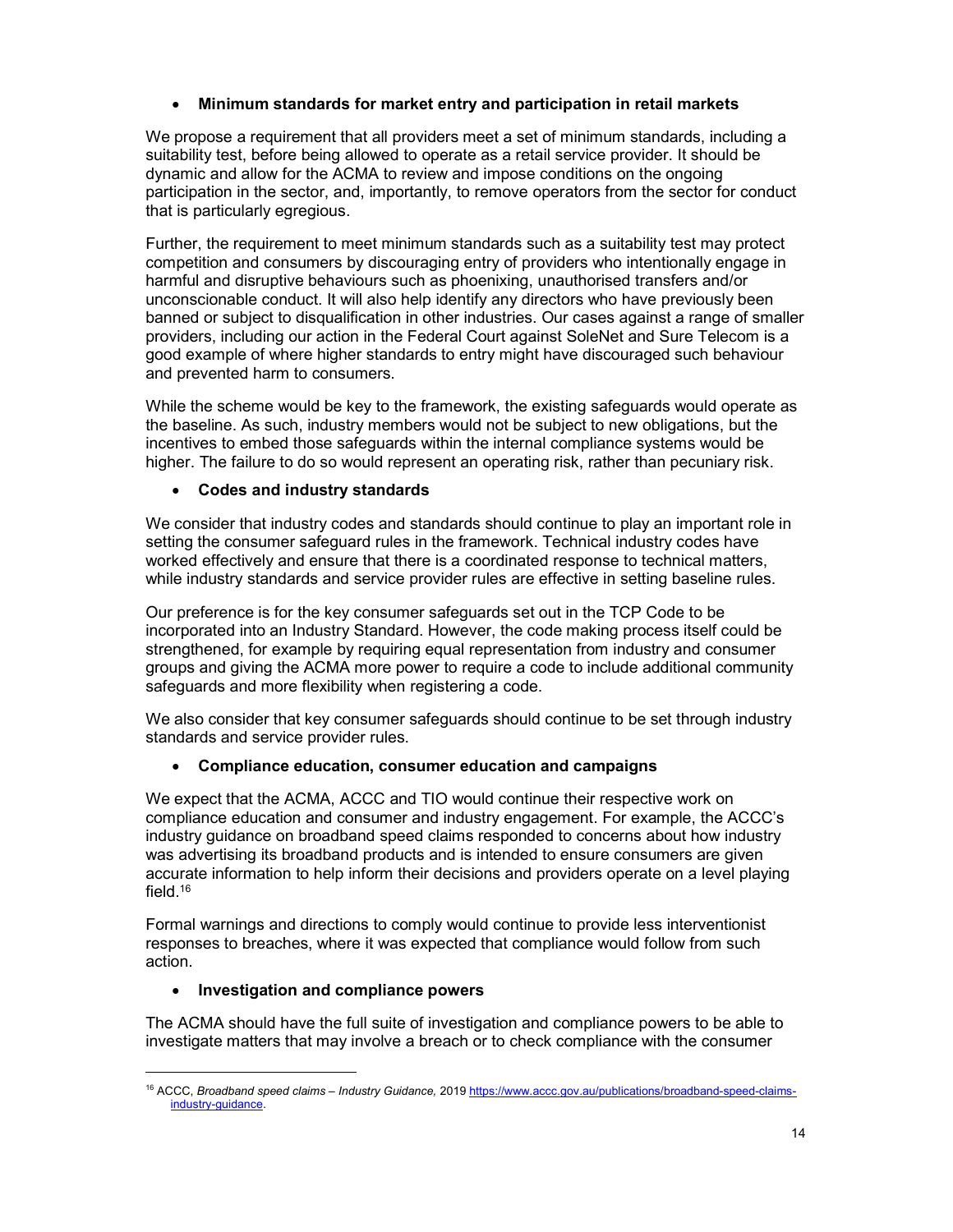- **Minimum standards for market entry and participation in retail markets**

We propose a requirement that all providers meet a set of minimum standards, including a suitability test, before being allowed to operate as a retail service provider. It should be dynamic and allow for the ACMA to review and impose conditions on the ongoing participation in the sector, and, importantly, to remove operators from the sector for conduct that is particularly egregious.

Further, the requirement to meet minimum standards such as a suitability test may protect competition and consumers by discouraging entry of providers who intentionally engage in harmful and disruptive behaviours such as phoenixing, unauthorised transfers and/or unconscionable conduct. It will also help identify any directors who have previously been banned or subject to disqualification in other industries. Our cases against a range of smaller providers, including our action in the Federal Court against SoleNet and Sure Telecom is a good example of where higher standards to entry might have discouraged such behaviour and prevented harm to consumers.

While the scheme would be key to the framework, the existing safeguards would operate as the baseline. As such, industry members would not be subject to new obligations, but the incentives to embed those safeguards within the internal compliance systems would be higher. The failure to do so would represent an operating risk, rather than pecuniary risk.

- **Codes and industry standards**

We consider that industry codes and standards should continue to play an important role in setting the consumer safeguard rules in the framework. Technical industry codes have worked effectively and ensure that there is a coordinated response to technical matters, while industry standards and service provider rules are effective in setting baseline rules.

Our preference is for the key consumer safeguards set out in the TCP Code to be incorporated into an Industry Standard. However, the code making process itself could be strengthened, for example by requiring equal representation from industry and consumer groups and giving the ACMA more power to require a code to include additional community safeguards and more flexibility when registering a code.

We also consider that key consumer safeguards should continue to be set through industry standards and service provider rules.

- **Compliance education, consumer education and campaigns**

We expect that the ACMA, ACCC and TIO would continue their respective work on compliance education and consumer and industry engagement. For example, the ACCC's industry guidance on broadband speed claims responded to concerns about how industry was advertising its broadband products and is intended to ensure consumers are given accurate information to help inform their decisions and providers operate on a level playing field.[16]

Formal warnings and directions to comply would continue to provide less interventionist responses to breaches, where it was expected that compliance would follow from such action.

- **Investigation and compliance powers**

The ACMA should have the full suite of investigation and compliance powers to be able to investigate matters that may involve a breach or to check compliance with the consumer

---

[16] ACCC, *Broadband speed claims – Industry Guidance,* 2019 https://www.accc.gov.au/publications/broadband-speed-claims-industry-guidance.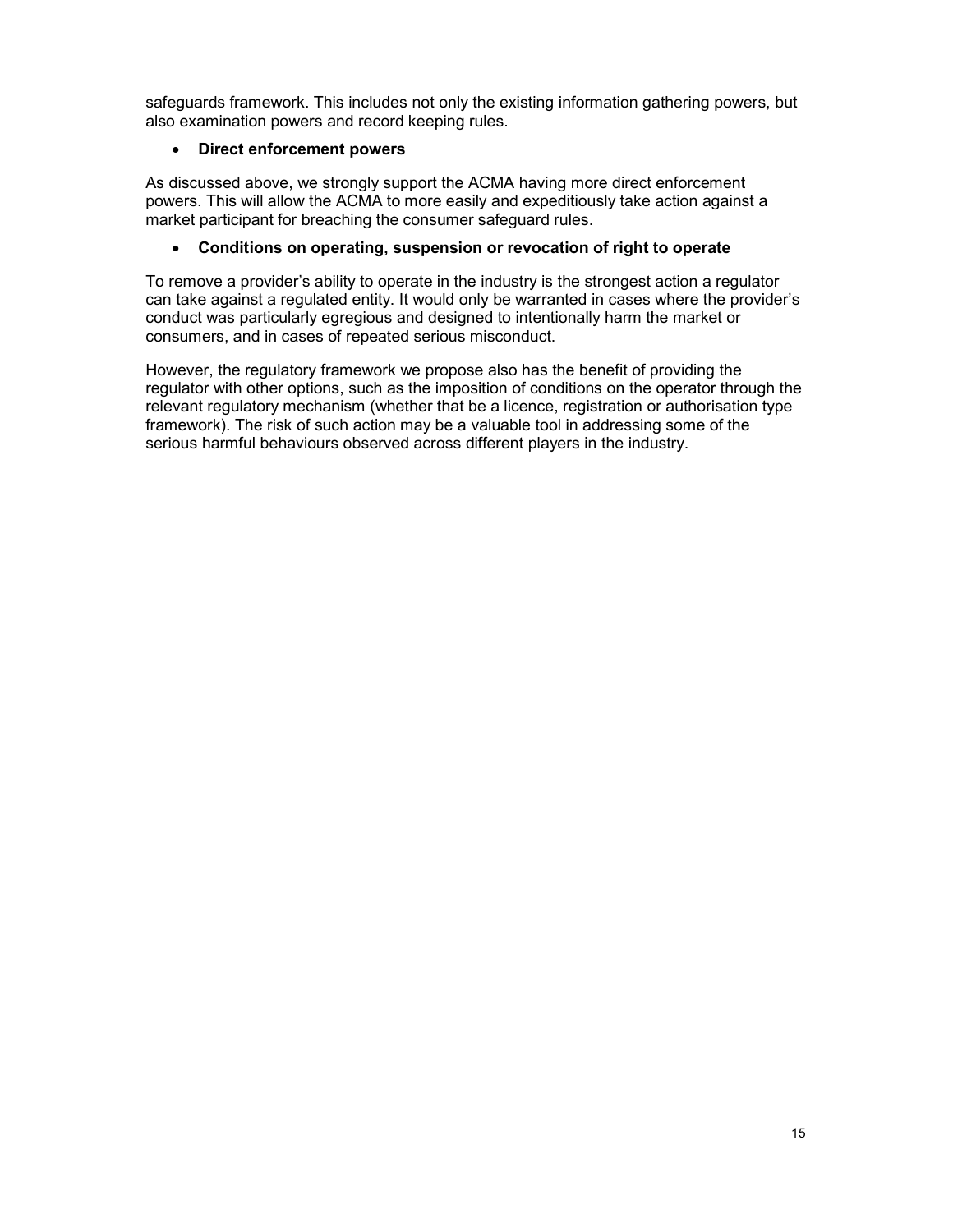safeguards framework. This includes not only the existing information gathering powers, but also examination powers and record keeping rules.

- **Direct enforcement powers**

As discussed above, we strongly support the ACMA having more direct enforcement powers. This will allow the ACMA to more easily and expeditiously take action against a market participant for breaching the consumer safeguard rules.

- **Conditions on operating, suspension or revocation of right to operate**

To remove a provider's ability to operate in the industry is the strongest action a regulator can take against a regulated entity. It would only be warranted in cases where the provider's conduct was particularly egregious and designed to intentionally harm the market or consumers, and in cases of repeated serious misconduct.

However, the regulatory framework we propose also has the benefit of providing the regulator with other options, such as the imposition of conditions on the operator through the relevant regulatory mechanism (whether that be a licence, registration or authorisation type framework). The risk of such action may be a valuable tool in addressing some of the serious harmful behaviours observed across different players in the industry.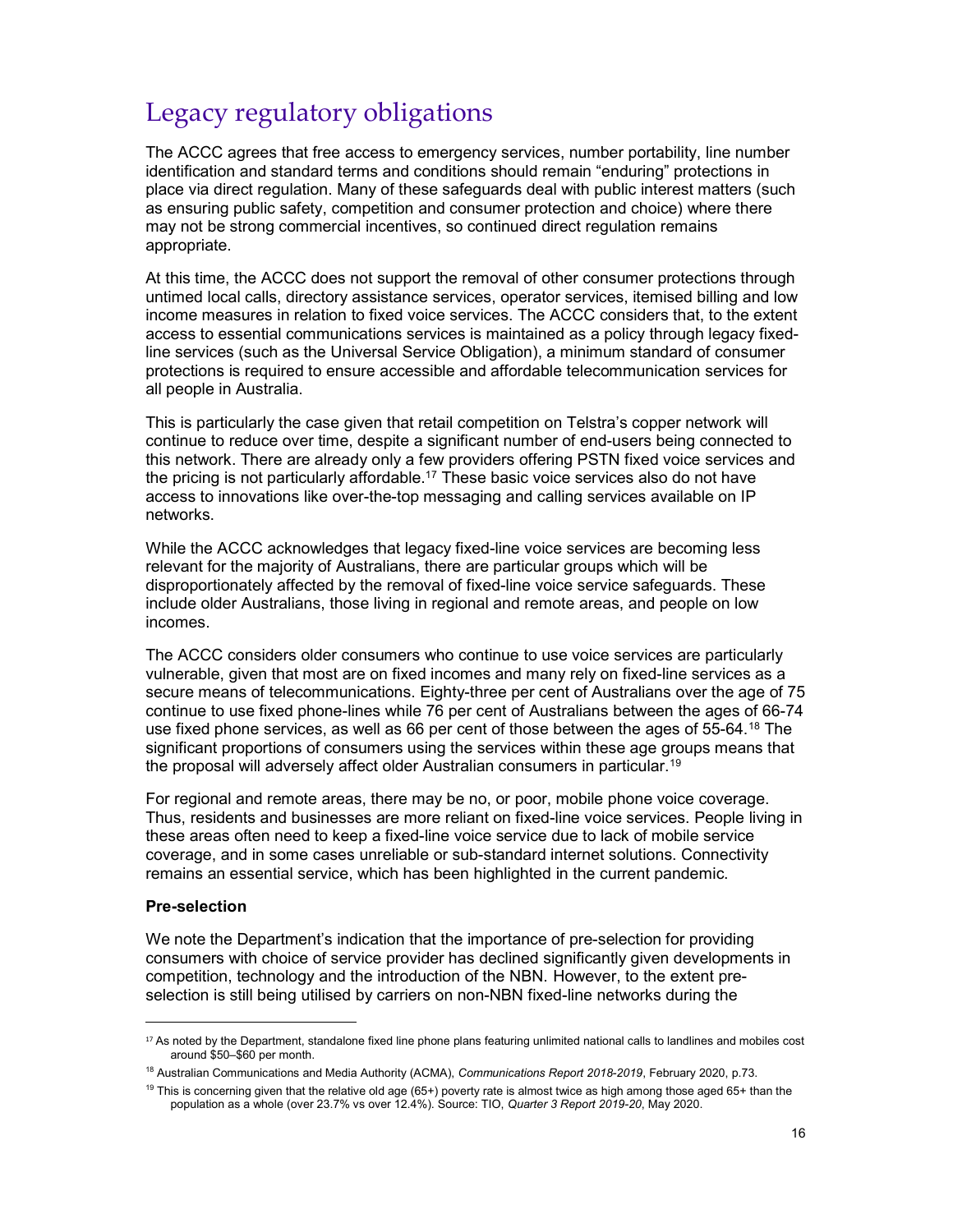# Legacy regulatory obligations

The ACCC agrees that free access to emergency services, number portability, line number identification and standard terms and conditions should remain "enduring" protections in place via direct regulation. Many of these safeguards deal with public interest matters (such as ensuring public safety, competition and consumer protection and choice) where there may not be strong commercial incentives, so continued direct regulation remains appropriate.

At this time, the ACCC does not support the removal of other consumer protections through untimed local calls, directory assistance services, operator services, itemised billing and low income measures in relation to fixed voice services. The ACCC considers that, to the extent access to essential communications services is maintained as a policy through legacy fixed-line services (such as the Universal Service Obligation), a minimum standard of consumer protections is required to ensure accessible and affordable telecommunication services for all people in Australia.

This is particularly the case given that retail competition on Telstra's copper network will continue to reduce over time, despite a significant number of end-users being connected to this network. There are already only a few providers offering PSTN fixed voice services and the pricing is not particularly affordable.[17] These basic voice services also do not have access to innovations like over-the-top messaging and calling services available on IP networks.

While the ACCC acknowledges that legacy fixed-line voice services are becoming less relevant for the majority of Australians, there are particular groups which will be disproportionately affected by the removal of fixed-line voice service safeguards. These include older Australians, those living in regional and remote areas, and people on low incomes.

The ACCC considers older consumers who continue to use voice services are particularly vulnerable, given that most are on fixed incomes and many rely on fixed-line services as a secure means of telecommunications. Eighty-three per cent of Australians over the age of 75 continue to use fixed phone-lines while 76 per cent of Australians between the ages of 66-74 use fixed phone services, as well as 66 per cent of those between the ages of 55-64.[18] The significant proportions of consumers using the services within these age groups means that the proposal will adversely affect older Australian consumers in particular.[19]

For regional and remote areas, there may be no, or poor, mobile phone voice coverage. Thus, residents and businesses are more reliant on fixed-line voice services. People living in these areas often need to keep a fixed-line voice service due to lack of mobile service coverage, and in some cases unreliable or sub-standard internet solutions. Connectivity remains an essential service, which has been highlighted in the current pandemic.

**Pre-selection**

We note the Department's indication that the importance of pre-selection for providing consumers with choice of service provider has declined significantly given developments in competition, technology and the introduction of the NBN. However, to the extent pre-selection is still being utilised by carriers on non-NBN fixed-line networks during the

---

[17] As noted by the Department, standalone fixed line phone plans featuring unlimited national calls to landlines and mobiles cost around $50–$60 per month.

[18] Australian Communications and Media Authority (ACMA), *Communications Report 2018-2019*, February 2020, p.73.

[19] This is concerning given that the relative old age (65+) poverty rate is almost twice as high among those aged 65+ than the population as a whole (over 23.7% vs over 12.4%). Source: TIO, *Quarter 3 Report 2019-20*, May 2020.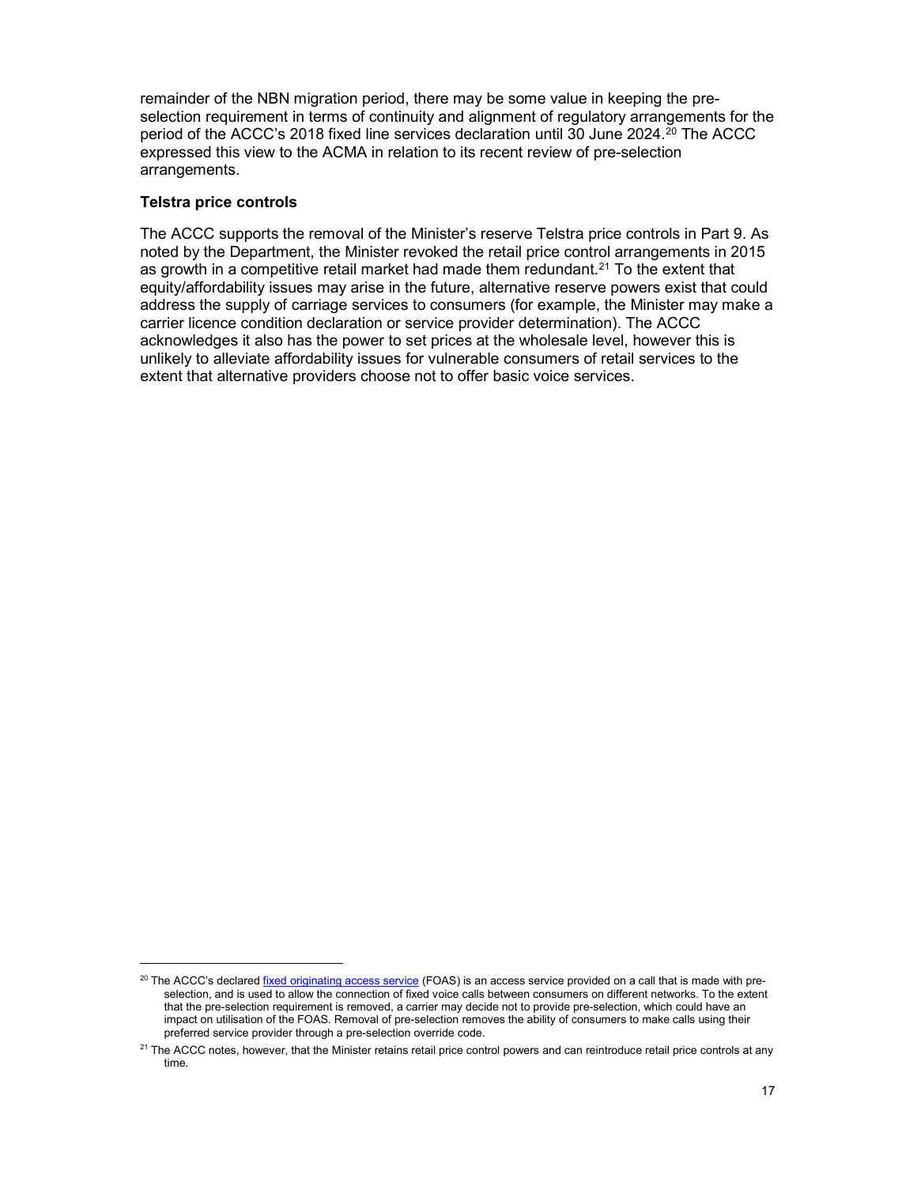remainder of the NBN migration period, there may be some value in keeping the pre-selection requirement in terms of continuity and alignment of regulatory arrangements for the period of the ACCC's 2018 fixed line services declaration until 30 June 2024.[20] The ACCC expressed this view to the ACMA in relation to its recent review of pre-selection arrangements.

**Telstra price controls**

The ACCC supports the removal of the Minister's reserve Telstra price controls in Part 9. As noted by the Department, the Minister revoked the retail price control arrangements in 2015 as growth in a competitive retail market had made them redundant.[21] To the extent that equity/affordability issues may arise in the future, alternative reserve powers exist that could address the supply of carriage services to consumers (for example, the Minister may make a carrier licence condition declaration or service provider determination). The ACCC acknowledges it also has the power to set prices at the wholesale level, however this is unlikely to alleviate affordability issues for vulnerable consumers of retail services to the extent that alternative providers choose not to offer basic voice services.

---

[20] The ACCC's declared [fixed originating access service](#) (FOAS) is an access service provided on a call that is made with pre-selection, and is used to allow the connection of fixed voice calls between consumers on different networks. To the extent that the pre-selection requirement is removed, a carrier may decide not to provide pre-selection, which could have an impact on utilisation of the FOAS. Removal of pre-selection removes the ability of consumers to make calls using their preferred service provider through a pre-selection override code.

[21] The ACCC notes, however, that the Minister retains retail price control powers and can reintroduce retail price controls at any time.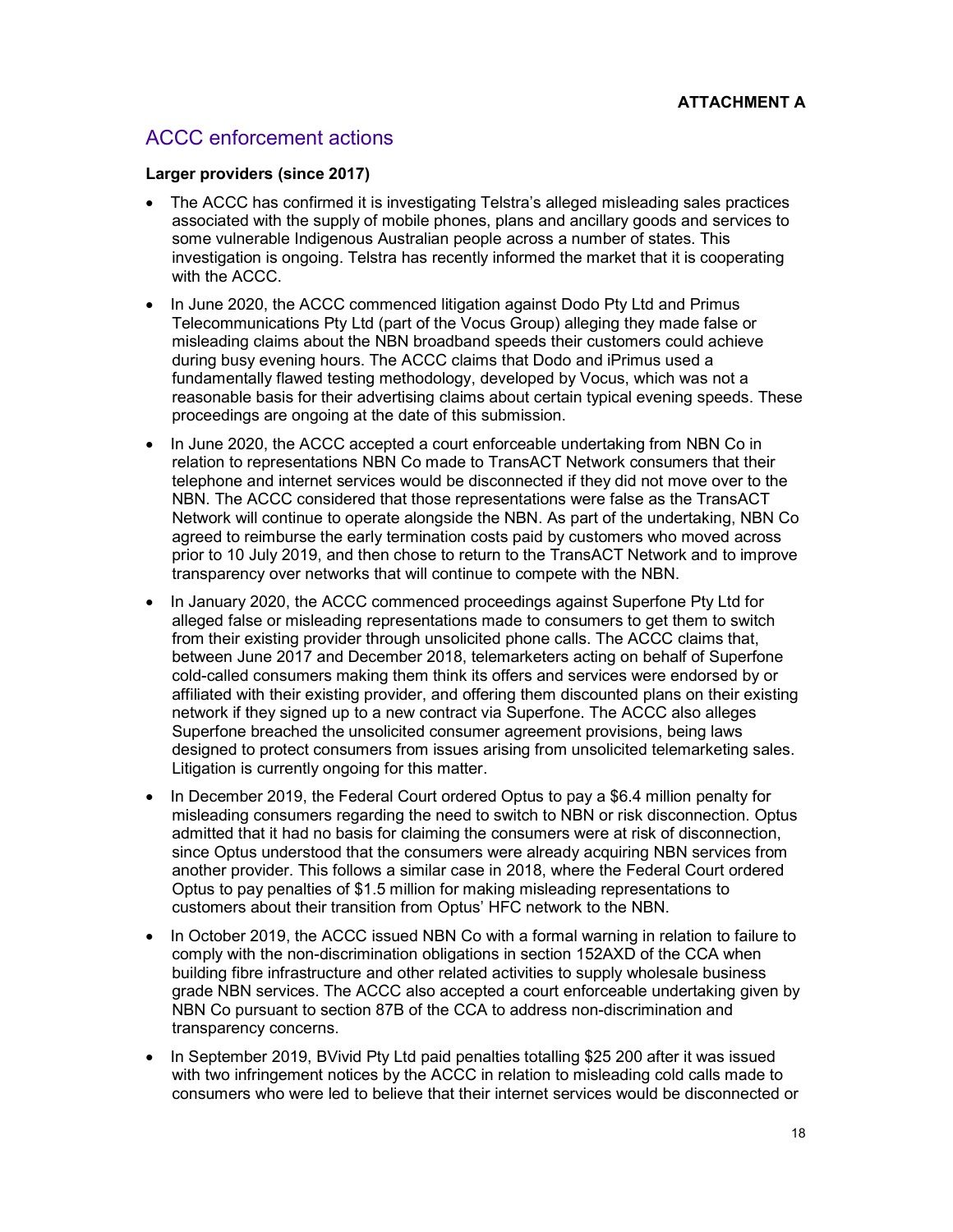**ATTACHMENT A**

## ACCC enforcement actions

**Larger providers (since 2017)**

- The ACCC has confirmed it is investigating Telstra's alleged misleading sales practices associated with the supply of mobile phones, plans and ancillary goods and services to some vulnerable Indigenous Australian people across a number of states. This investigation is ongoing. Telstra has recently informed the market that it is cooperating with the ACCC.
- In June 2020, the ACCC commenced litigation against Dodo Pty Ltd and Primus Telecommunications Pty Ltd (part of the Vocus Group) alleging they made false or misleading claims about the NBN broadband speeds their customers could achieve during busy evening hours. The ACCC claims that Dodo and iPrimus used a fundamentally flawed testing methodology, developed by Vocus, which was not a reasonable basis for their advertising claims about certain typical evening speeds. These proceedings are ongoing at the date of this submission.
- In June 2020, the ACCC accepted a court enforceable undertaking from NBN Co in relation to representations NBN Co made to TransACT Network consumers that their telephone and internet services would be disconnected if they did not move over to the NBN. The ACCC considered that those representations were false as the TransACT Network will continue to operate alongside the NBN. As part of the undertaking, NBN Co agreed to reimburse the early termination costs paid by customers who moved across prior to 10 July 2019, and then chose to return to the TransACT Network and to improve transparency over networks that will continue to compete with the NBN.
- In January 2020, the ACCC commenced proceedings against Superfone Pty Ltd for alleged false or misleading representations made to consumers to get them to switch from their existing provider through unsolicited phone calls. The ACCC claims that, between June 2017 and December 2018, telemarketers acting on behalf of Superfone cold-called consumers making them think its offers and services were endorsed by or affiliated with their existing provider, and offering them discounted plans on their existing network if they signed up to a new contract via Superfone. The ACCC also alleges Superfone breached the unsolicited consumer agreement provisions, being laws designed to protect consumers from issues arising from unsolicited telemarketing sales. Litigation is currently ongoing for this matter.
- In December 2019, the Federal Court ordered Optus to pay a $6.4 million penalty for misleading consumers regarding the need to switch to NBN or risk disconnection. Optus admitted that it had no basis for claiming the consumers were at risk of disconnection, since Optus understood that the consumers were already acquiring NBN services from another provider. This follows a similar case in 2018, where the Federal Court ordered Optus to pay penalties of $1.5 million for making misleading representations to customers about their transition from Optus' HFC network to the NBN.
- In October 2019, the ACCC issued NBN Co with a formal warning in relation to failure to comply with the non-discrimination obligations in section 152AXD of the CCA when building fibre infrastructure and other related activities to supply wholesale business grade NBN services. The ACCC also accepted a court enforceable undertaking given by NBN Co pursuant to section 87B of the CCA to address non-discrimination and transparency concerns.
- In September 2019, BVivid Pty Ltd paid penalties totalling $25 200 after it was issued with two infringement notices by the ACCC in relation to misleading cold calls made to consumers who were led to believe that their internet services would be disconnected or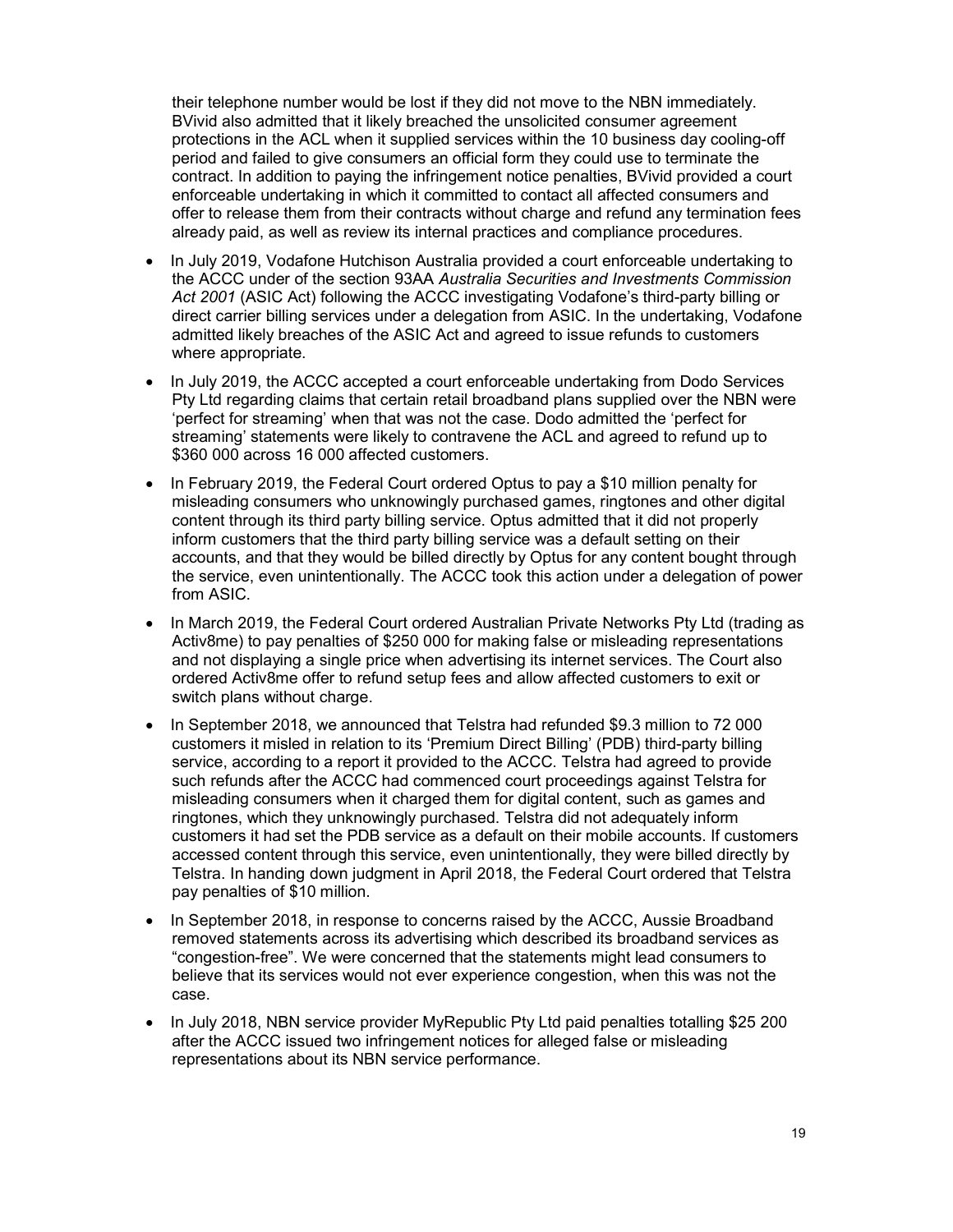their telephone number would be lost if they did not move to the NBN immediately. BVivid also admitted that it likely breached the unsolicited consumer agreement protections in the ACL when it supplied services within the 10 business day cooling-off period and failed to give consumers an official form they could use to terminate the contract. In addition to paying the infringement notice penalties, BVivid provided a court enforceable undertaking in which it committed to contact all affected consumers and offer to release them from their contracts without charge and refund any termination fees already paid, as well as review its internal practices and compliance procedures.

- In July 2019, Vodafone Hutchison Australia provided a court enforceable undertaking to the ACCC under of the section 93AA *Australia Securities and Investments Commission Act 2001* (ASIC Act) following the ACCC investigating Vodafone's third-party billing or direct carrier billing services under a delegation from ASIC. In the undertaking, Vodafone admitted likely breaches of the ASIC Act and agreed to issue refunds to customers where appropriate.
- In July 2019, the ACCC accepted a court enforceable undertaking from Dodo Services Pty Ltd regarding claims that certain retail broadband plans supplied over the NBN were 'perfect for streaming' when that was not the case. Dodo admitted the 'perfect for streaming' statements were likely to contravene the ACL and agreed to refund up to \$360 000 across 16 000 affected customers.
- In February 2019, the Federal Court ordered Optus to pay a \$10 million penalty for misleading consumers who unknowingly purchased games, ringtones and other digital content through its third party billing service. Optus admitted that it did not properly inform customers that the third party billing service was a default setting on their accounts, and that they would be billed directly by Optus for any content bought through the service, even unintentionally. The ACCC took this action under a delegation of power from ASIC.
- In March 2019, the Federal Court ordered Australian Private Networks Pty Ltd (trading as Activ8me) to pay penalties of \$250 000 for making false or misleading representations and not displaying a single price when advertising its internet services. The Court also ordered Activ8me offer to refund setup fees and allow affected customers to exit or switch plans without charge.
- In September 2018, we announced that Telstra had refunded \$9.3 million to 72 000 customers it misled in relation to its 'Premium Direct Billing' (PDB) third-party billing service, according to a report it provided to the ACCC. Telstra had agreed to provide such refunds after the ACCC had commenced court proceedings against Telstra for misleading consumers when it charged them for digital content, such as games and ringtones, which they unknowingly purchased. Telstra did not adequately inform customers it had set the PDB service as a default on their mobile accounts. If customers accessed content through this service, even unintentionally, they were billed directly by Telstra. In handing down judgment in April 2018, the Federal Court ordered that Telstra pay penalties of \$10 million.
- In September 2018, in response to concerns raised by the ACCC, Aussie Broadband removed statements across its advertising which described its broadband services as "congestion-free". We were concerned that the statements might lead consumers to believe that its services would not ever experience congestion, when this was not the case.
- In July 2018, NBN service provider MyRepublic Pty Ltd paid penalties totalling \$25 200 after the ACCC issued two infringement notices for alleged false or misleading representations about its NBN service performance.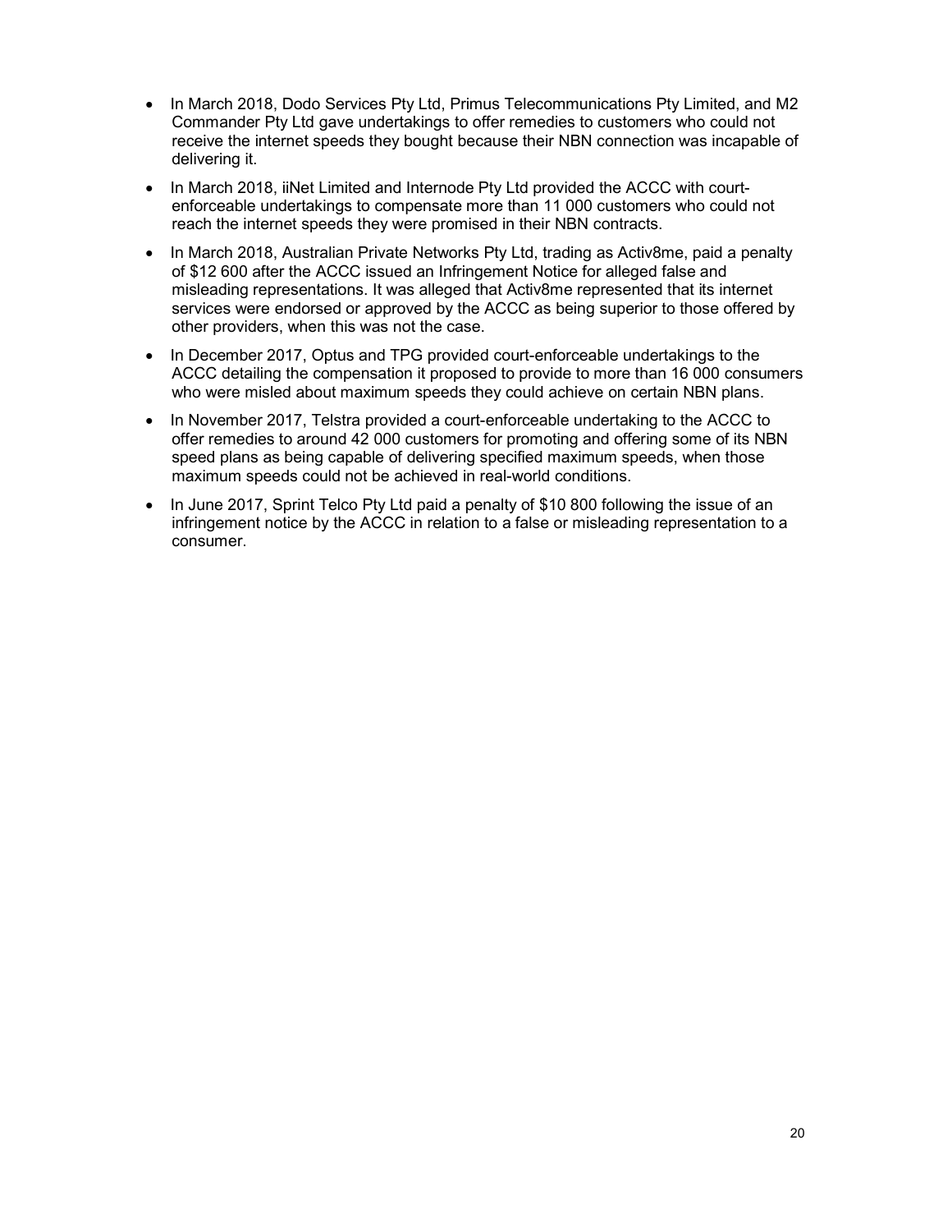- In March 2018, Dodo Services Pty Ltd, Primus Telecommunications Pty Limited, and M2 Commander Pty Ltd gave undertakings to offer remedies to customers who could not receive the internet speeds they bought because their NBN connection was incapable of delivering it.
- In March 2018, iiNet Limited and Internode Pty Ltd provided the ACCC with court-enforceable undertakings to compensate more than 11 000 customers who could not reach the internet speeds they were promised in their NBN contracts.
- In March 2018, Australian Private Networks Pty Ltd, trading as Activ8me, paid a penalty of $12 600 after the ACCC issued an Infringement Notice for alleged false and misleading representations. It was alleged that Activ8me represented that its internet services were endorsed or approved by the ACCC as being superior to those offered by other providers, when this was not the case.
- In December 2017, Optus and TPG provided court-enforceable undertakings to the ACCC detailing the compensation it proposed to provide to more than 16 000 consumers who were misled about maximum speeds they could achieve on certain NBN plans.
- In November 2017, Telstra provided a court-enforceable undertaking to the ACCC to offer remedies to around 42 000 customers for promoting and offering some of its NBN speed plans as being capable of delivering specified maximum speeds, when those maximum speeds could not be achieved in real-world conditions.
- In June 2017, Sprint Telco Pty Ltd paid a penalty of $10 800 following the issue of an infringement notice by the ACCC in relation to a false or misleading representation to a consumer.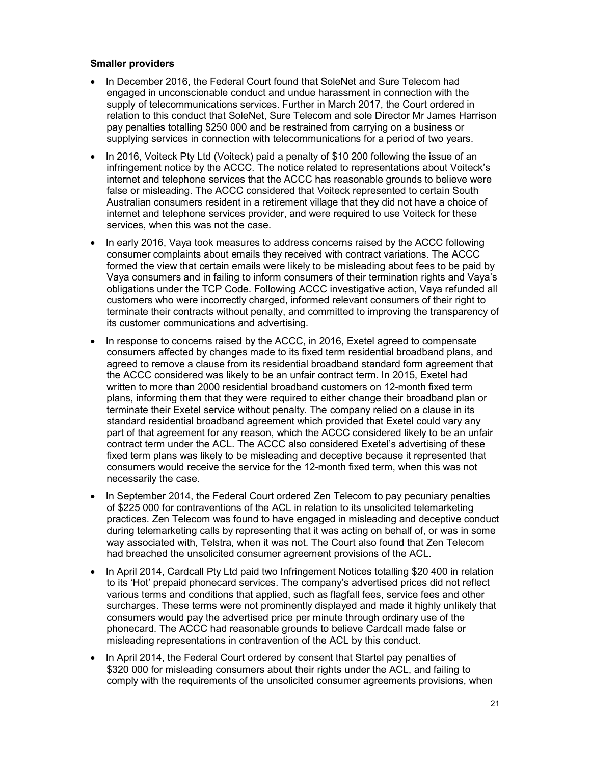**Smaller providers**

- In December 2016, the Federal Court found that SoleNet and Sure Telecom had engaged in unconscionable conduct and undue harassment in connection with the supply of telecommunications services. Further in March 2017, the Court ordered in relation to this conduct that SoleNet, Sure Telecom and sole Director Mr James Harrison pay penalties totalling $250 000 and be restrained from carrying on a business or supplying services in connection with telecommunications for a period of two years.
- In 2016, Voiteck Pty Ltd (Voiteck) paid a penalty of $10 200 following the issue of an infringement notice by the ACCC. The notice related to representations about Voiteck's internet and telephone services that the ACCC has reasonable grounds to believe were false or misleading. The ACCC considered that Voiteck represented to certain South Australian consumers resident in a retirement village that they did not have a choice of internet and telephone services provider, and were required to use Voiteck for these services, when this was not the case.
- In early 2016, Vaya took measures to address concerns raised by the ACCC following consumer complaints about emails they received with contract variations. The ACCC formed the view that certain emails were likely to be misleading about fees to be paid by Vaya consumers and in failing to inform consumers of their termination rights and Vaya's obligations under the TCP Code. Following ACCC investigative action, Vaya refunded all customers who were incorrectly charged, informed relevant consumers of their right to terminate their contracts without penalty, and committed to improving the transparency of its customer communications and advertising.
- In response to concerns raised by the ACCC, in 2016, Exetel agreed to compensate consumers affected by changes made to its fixed term residential broadband plans, and agreed to remove a clause from its residential broadband standard form agreement that the ACCC considered was likely to be an unfair contract term. In 2015, Exetel had written to more than 2000 residential broadband customers on 12-month fixed term plans, informing them that they were required to either change their broadband plan or terminate their Exetel service without penalty. The company relied on a clause in its standard residential broadband agreement which provided that Exetel could vary any part of that agreement for any reason, which the ACCC considered likely to be an unfair contract term under the ACL. The ACCC also considered Exetel's advertising of these fixed term plans was likely to be misleading and deceptive because it represented that consumers would receive the service for the 12-month fixed term, when this was not necessarily the case.
- In September 2014, the Federal Court ordered Zen Telecom to pay pecuniary penalties of $225 000 for contraventions of the ACL in relation to its unsolicited telemarketing practices. Zen Telecom was found to have engaged in misleading and deceptive conduct during telemarketing calls by representing that it was acting on behalf of, or was in some way associated with, Telstra, when it was not. The Court also found that Zen Telecom had breached the unsolicited consumer agreement provisions of the ACL.
- In April 2014, Cardcall Pty Ltd paid two Infringement Notices totalling $20 400 in relation to its 'Hot' prepaid phonecard services. The company's advertised prices did not reflect various terms and conditions that applied, such as flagfall fees, service fees and other surcharges. These terms were not prominently displayed and made it highly unlikely that consumers would pay the advertised price per minute through ordinary use of the phonecard. The ACCC had reasonable grounds to believe Cardcall made false or misleading representations in contravention of the ACL by this conduct.
- In April 2014, the Federal Court ordered by consent that Startel pay penalties of $320 000 for misleading consumers about their rights under the ACL, and failing to comply with the requirements of the unsolicited consumer agreements provisions, when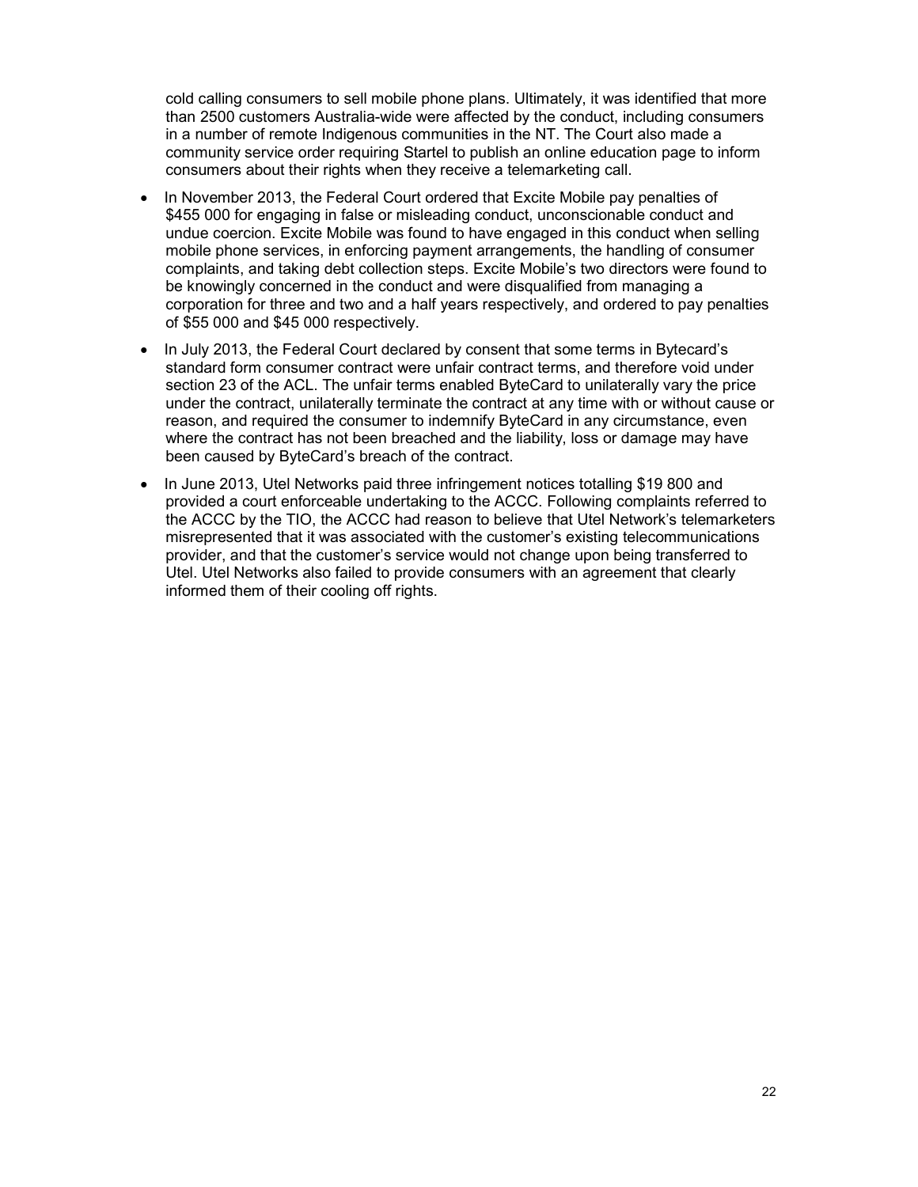cold calling consumers to sell mobile phone plans. Ultimately, it was identified that more than 2500 customers Australia-wide were affected by the conduct, including consumers in a number of remote Indigenous communities in the NT. The Court also made a community service order requiring Startel to publish an online education page to inform consumers about their rights when they receive a telemarketing call.

- In November 2013, the Federal Court ordered that Excite Mobile pay penalties of $455 000 for engaging in false or misleading conduct, unconscionable conduct and undue coercion. Excite Mobile was found to have engaged in this conduct when selling mobile phone services, in enforcing payment arrangements, the handling of consumer complaints, and taking debt collection steps. Excite Mobile's two directors were found to be knowingly concerned in the conduct and were disqualified from managing a corporation for three and two and a half years respectively, and ordered to pay penalties of $55 000 and $45 000 respectively.
- In July 2013, the Federal Court declared by consent that some terms in Bytecard's standard form consumer contract were unfair contract terms, and therefore void under section 23 of the ACL. The unfair terms enabled ByteCard to unilaterally vary the price under the contract, unilaterally terminate the contract at any time with or without cause or reason, and required the consumer to indemnify ByteCard in any circumstance, even where the contract has not been breached and the liability, loss or damage may have been caused by ByteCard's breach of the contract.
- In June 2013, Utel Networks paid three infringement notices totalling $19 800 and provided a court enforceable undertaking to the ACCC. Following complaints referred to the ACCC by the TIO, the ACCC had reason to believe that Utel Network's telemarketers misrepresented that it was associated with the customer's existing telecommunications provider, and that the customer's service would not change upon being transferred to Utel. Utel Networks also failed to provide consumers with an agreement that clearly informed them of their cooling off rights.